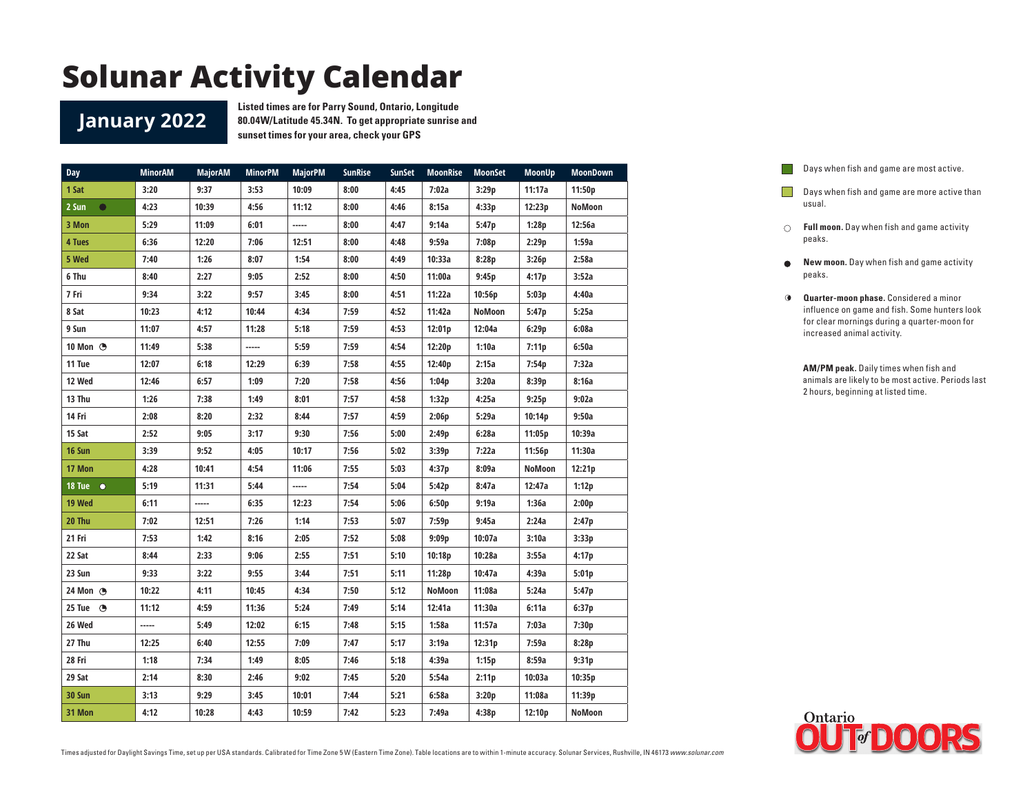# Solunar Activity Calendar

## January 2022

**Listed times are for Parry Sound, Ontario, Longitude 80.04W/Latitude 45.34N. To get appropriate sunrise and sunset times for your area, check your GPS**

| Day | MinorAM | MajorAM | MinorPM | MajorPM | SunRise | SunSet | MoonRise | MoonSet | MoonUp | MoonDown |
|---|---|---|---|---|---|---|---|---|---|---|
| 1 Sat | 3:20 | 9:37 | 3:53 | 10:09 | 8:00 | 4:45 | 7:02a | 3:29p | 11:17a | 11:50p |
| 2 Sun ● | 4:23 | 10:39 | 4:56 | 11:12 | 8:00 | 4:46 | 8:15a | 4:33p | 12:23p | NoMoon |
| 3 Mon | 5:29 | 11:09 | 6:01 | ----- | 8:00 | 4:47 | 9:14a | 5:47p | 1:28p | 12:56a |
| 4 Tues | 6:36 | 12:20 | 7:06 | 12:51 | 8:00 | 4:48 | 9:59a | 7:08p | 2:29p | 1:59a |
| 5 Wed | 7:40 | 1:26 | 8:07 | 1:54 | 8:00 | 4:49 | 10:33a | 8:28p | 3:26p | 2:58a |
| 6 Thu | 8:40 | 2:27 | 9:05 | 2:52 | 8:00 | 4:50 | 11:00a | 9:45p | 4:17p | 3:52a |
| 7 Fri | 9:34 | 3:22 | 9:57 | 3:45 | 8:00 | 4:51 | 11:22a | 10:56p | 5:03p | 4:40a |
| 8 Sat | 10:23 | 4:12 | 10:44 | 4:34 | 7:59 | 4:52 | 11:42a | NoMoon | 5:47p | 5:25a |
| 9 Sun | 11:07 | 4:57 | 11:28 | 5:18 | 7:59 | 4:53 | 12:01p | 12:04a | 6:29p | 6:08a |
| 10 Mon ◔ | 11:49 | 5:38 | ----- | 5:59 | 7:59 | 4:54 | 12:20p | 1:10a | 7:11p | 6:50a |
| 11 Tue | 12:07 | 6:18 | 12:29 | 6:39 | 7:58 | 4:55 | 12:40p | 2:15a | 7:54p | 7:32a |
| 12 Wed | 12:46 | 6:57 | 1:09 | 7:20 | 7:58 | 4:56 | 1:04p | 3:20a | 8:39p | 8:16a |
| 13 Thu | 1:26 | 7:38 | 1:49 | 8:01 | 7:57 | 4:58 | 1:32p | 4:25a | 9:25p | 9:02a |
| 14 Fri | 2:08 | 8:20 | 2:32 | 8:44 | 7:57 | 4:59 | 2:06p | 5:29a | 10:14p | 9:50a |
| 15 Sat | 2:52 | 9:05 | 3:17 | 9:30 | 7:56 | 5:00 | 2:49p | 6:28a | 11:05p | 10:39a |
| 16 Sun | 3:39 | 9:52 | 4:05 | 10:17 | 7:56 | 5:02 | 3:39p | 7:22a | 11:56p | 11:30a |
| 17 Mon | 4:28 | 10:41 | 4:54 | 11:06 | 7:55 | 5:03 | 4:37p | 8:09a | NoMoon | 12:21p |
| 18 Tue ○ | 5:19 | 11:31 | 5:44 | ----- | 7:54 | 5:04 | 5:42p | 8:47a | 12:47a | 1:12p |
| 19 Wed | 6:11 | ----- | 6:35 | 12:23 | 7:54 | 5:06 | 6:50p | 9:19a | 1:36a | 2:00p |
| 20 Thu | 7:02 | 12:51 | 7:26 | 1:14 | 7:53 | 5:07 | 7:59p | 9:45a | 2:24a | 2:47p |
| 21 Fri | 7:53 | 1:42 | 8:16 | 2:05 | 7:52 | 5:08 | 9:09p | 10:07a | 3:10a | 3:33p |
| 22 Sat | 8:44 | 2:33 | 9:06 | 2:55 | 7:51 | 5:10 | 10:18p | 10:28a | 3:55a | 4:17p |
| 23 Sun | 9:33 | 3:22 | 9:55 | 3:44 | 7:51 | 5:11 | 11:28p | 10:47a | 4:39a | 5:01p |
| 24 Mon ◔ | 10:22 | 4:11 | 10:45 | 4:34 | 7:50 | 5:12 | NoMoon | 11:08a | 5:24a | 5:47p |
| 25 Tue ◔ | 11:12 | 4:59 | 11:36 | 5:24 | 7:49 | 5:14 | 12:41a | 11:30a | 6:11a | 6:37p |
| 26 Wed | ----- | 5:49 | 12:02 | 6:15 | 7:48 | 5:15 | 1:58a | 11:57a | 7:03a | 7:30p |
| 27 Thu | 12:25 | 6:40 | 12:55 | 7:09 | 7:47 | 5:17 | 3:19a | 12:31p | 7:59a | 8:28p |
| 28 Fri | 1:18 | 7:34 | 1:49 | 8:05 | 7:46 | 5:18 | 4:39a | 1:15p | 8:59a | 9:31p |
| 29 Sat | 2:14 | 8:30 | 2:46 | 9:02 | 7:45 | 5:20 | 5:54a | 2:11p | 10:03a | 10:35p |
| 30 Sun | 3:13 | 9:29 | 3:45 | 10:01 | 7:44 | 5:21 | 6:58a | 3:20p | 11:08a | 11:39p |
| 31 Mon | 4:12 | 10:28 | 4:43 | 10:59 | 7:42 | 5:23 | 7:49a | 4:38p | 12:10p | NoMoon |

- Days when fish and game are most active.
- Days when fish and game are more active than usual.
- ○ **Full moon.** Day when fish and game activity peaks.
- ● **New moon.** Day when fish and game activity peaks.
- ◑ **Quarter-moon phase.** Considered a minor influence on game and fish. Some hunters look for clear mornings during a quarter-moon for increased animal activity.

**AM/PM peak.** Daily times when fish and animals are likely to be most active. Periods last 2 hours, beginning at listed time.

Ontario OUT of DOORS

Times adjusted for Daylight Savings Time, set up per USA standards. Calibrated for Time Zone 5 W (Eastern Time Zone). Table locations are to within 1-minute accuracy. Solunar Services, Rushville, IN 46173 *www.solunar.com*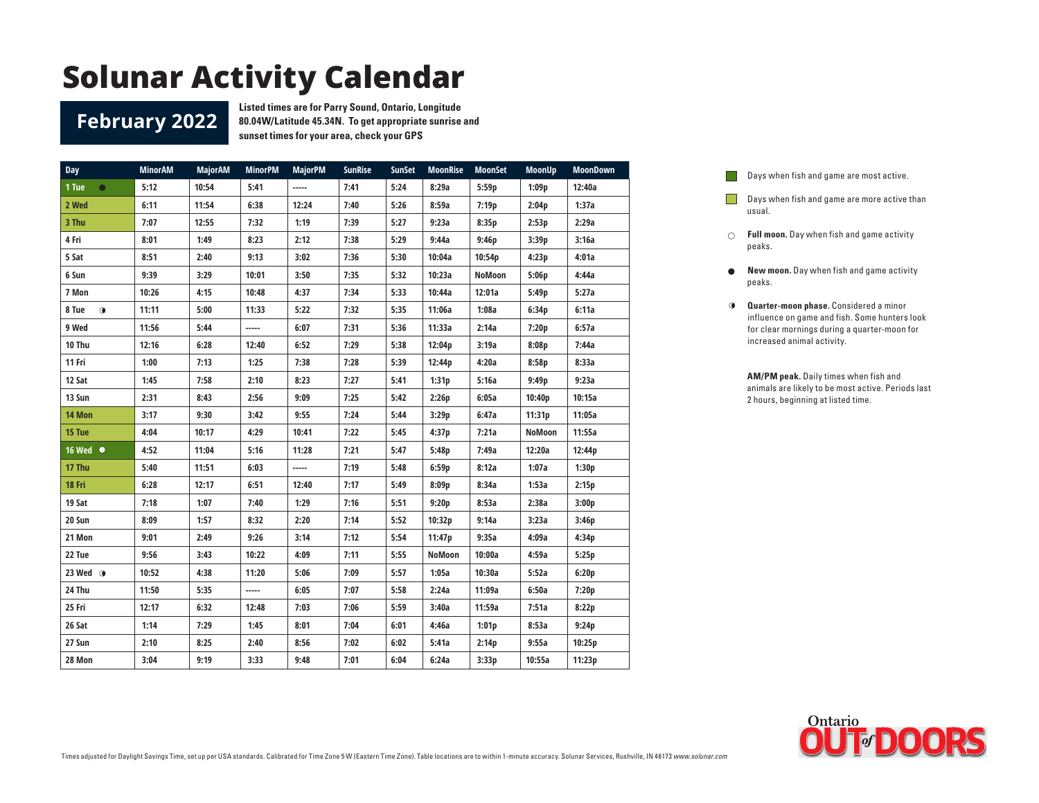# Solunar Activity Calendar

## February 2022

**Listed times are for Parry Sound, Ontario, Longitude 80.04W/Latitude 45.34N. To get appropriate sunrise and sunset times for your area, check your GPS**

| Day | MinorAM | MajorAM | MinorPM | MajorPM | SunRise | SunSet | MoonRise | MoonSet | MoonUp | MoonDown |
|---|---|---|---|---|---|---|---|---|---|---|
| 1 Tue ● | 5:12 | 10:54 | 5:41 | ----- | 7:41 | 5:24 | 8:29a | 5:59p | 1:09p | 12:40a |
| 2 Wed | 6:11 | 11:54 | 6:38 | 12:24 | 7:40 | 5:26 | 8:59a | 7:19p | 2:04p | 1:37a |
| 3 Thu | 7:07 | 12:55 | 7:32 | 1:19 | 7:39 | 5:27 | 9:23a | 8:35p | 2:53p | 2:29a |
| 4 Fri | 8:01 | 1:49 | 8:23 | 2:12 | 7:38 | 5:29 | 9:44a | 9:46p | 3:39p | 3:16a |
| 5 Sat | 8:51 | 2:40 | 9:13 | 3:02 | 7:36 | 5:30 | 10:04a | 10:54p | 4:23p | 4:01a |
| 6 Sun | 9:39 | 3:29 | 10:01 | 3:50 | 7:35 | 5:32 | 10:23a | NoMoon | 5:06p | 4:44a |
| 7 Mon | 10:26 | 4:15 | 10:48 | 4:37 | 7:34 | 5:33 | 10:44a | 12:01a | 5:49p | 5:27a |
| 8 Tue ◑ | 11:11 | 5:00 | 11:33 | 5:22 | 7:32 | 5:35 | 11:06a | 1:08a | 6:34p | 6:11a |
| 9 Wed | 11:56 | 5:44 | ----- | 6:07 | 7:31 | 5:36 | 11:33a | 2:14a | 7:20p | 6:57a |
| 10 Thu | 12:16 | 6:28 | 12:40 | 6:52 | 7:29 | 5:38 | 12:04p | 3:19a | 8:08p | 7:44a |
| 11 Fri | 1:00 | 7:13 | 1:25 | 7:38 | 7:28 | 5:39 | 12:44p | 4:20a | 8:58p | 8:33a |
| 12 Sat | 1:45 | 7:58 | 2:10 | 8:23 | 7:27 | 5:41 | 1:31p | 5:16a | 9:49p | 9:23a |
| 13 Sun | 2:31 | 8:43 | 2:56 | 9:09 | 7:25 | 5:42 | 2:26p | 6:05a | 10:40p | 10:15a |
| 14 Mon | 3:17 | 9:30 | 3:42 | 9:55 | 7:24 | 5:44 | 3:29p | 6:47a | 11:31p | 11:05a |
| 15 Tue | 4:04 | 10:17 | 4:29 | 10:41 | 7:22 | 5:45 | 4:37p | 7:21a | NoMoon | 11:55a |
| 16 Wed ○ | 4:52 | 11:04 | 5:16 | 11:28 | 7:21 | 5:47 | 5:48p | 7:49a | 12:20a | 12:44p |
| 17 Thu | 5:40 | 11:51 | 6:03 | ----- | 7:19 | 5:48 | 6:59p | 8:12a | 1:07a | 1:30p |
| 18 Fri | 6:28 | 12:17 | 6:51 | 12:40 | 7:17 | 5:49 | 8:09p | 8:34a | 1:53a | 2:15p |
| 19 Sat | 7:18 | 1:07 | 7:40 | 1:29 | 7:16 | 5:51 | 9:20p | 8:53a | 2:38a | 3:00p |
| 20 Sun | 8:09 | 1:57 | 8:32 | 2:20 | 7:14 | 5:52 | 10:32p | 9:14a | 3:23a | 3:46p |
| 21 Mon | 9:01 | 2:49 | 9:26 | 3:14 | 7:12 | 5:54 | 11:47p | 9:35a | 4:09a | 4:34p |
| 22 Tue | 9:56 | 3:43 | 10:22 | 4:09 | 7:11 | 5:55 | NoMoon | 10:00a | 4:59a | 5:25p |
| 23 Wed ◑ | 10:52 | 4:38 | 11:20 | 5:06 | 7:09 | 5:57 | 1:05a | 10:30a | 5:52a | 6:20p |
| 24 Thu | 11:50 | 5:35 | ----- | 6:05 | 7:07 | 5:58 | 2:24a | 11:09a | 6:50a | 7:20p |
| 25 Fri | 12:17 | 6:32 | 12:48 | 7:03 | 7:06 | 5:59 | 3:40a | 11:59a | 7:51a | 8:22p |
| 26 Sat | 1:14 | 7:29 | 1:45 | 8:01 | 7:04 | 6:01 | 4:46a | 1:01p | 8:53a | 9:24p |
| 27 Sun | 2:10 | 8:25 | 2:40 | 8:56 | 7:02 | 6:02 | 5:41a | 2:14p | 9:55a | 10:25p |
| 28 Mon | 3:04 | 9:19 | 3:33 | 9:48 | 7:01 | 6:04 | 6:24a | 3:33p | 10:55a | 11:23p |

- (Dark green) Days when fish and game are most active.
- (Light green) Days when fish and game are more active than usual.
- ○ **Full moon.** Day when fish and game activity peaks.
- ● **New moon.** Day when fish and game activity peaks.
- ◑ **Quarter-moon phase.** Considered a minor influence on game and fish. Some hunters look for clear mornings during a quarter-moon for increased animal activity.

**AM/PM peak.** Daily times when fish and animals are likely to be most active. Periods last 2 hours, beginning at listed time.

Times adjusted for Daylight Savings Time, set up per USA standards. Calibrated for Time Zone 5 W (Eastern Time Zone). Table locations are to within 1-minute accuracy. Solunar Services, Rushville, IN 46173 *www.solunar.com*

Ontario OUT of DOORS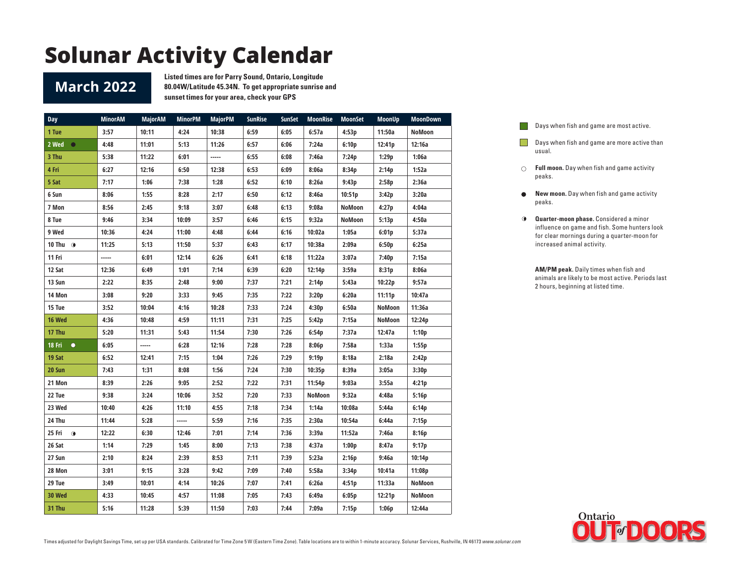# Solunar Activity Calendar

## March 2022

**Listed times are for Parry Sound, Ontario, Longitude 80.04W/Latitude 45.34N. To get appropriate sunrise and sunset times for your area, check your GPS**

| Day | MinorAM | MajorAM | MinorPM | MajorPM | SunRise | SunSet | MoonRise | MoonSet | MoonUp | MoonDown |
|---|---|---|---|---|---|---|---|---|---|---|
| 1 Tue | 3:57 | 10:11 | 4:24 | 10:38 | 6:59 | 6:05 | 6:57a | 4:53p | 11:50a | NoMoon |
| 2 Wed ● | 4:48 | 11:01 | 5:13 | 11:26 | 6:57 | 6:06 | 7:24a | 6:10p | 12:41p | 12:16a |
| 3 Thu | 5:38 | 11:22 | 6:01 | ----- | 6:55 | 6:08 | 7:46a | 7:24p | 1:29p | 1:06a |
| 4 Fri | 6:27 | 12:16 | 6:50 | 12:38 | 6:53 | 6:09 | 8:06a | 8:34p | 2:14p | 1:52a |
| 5 Sat | 7:17 | 1:06 | 7:38 | 1:28 | 6:52 | 6:10 | 8:26a | 9:43p | 2:58p | 2:36a |
| 6 Sun | 8:06 | 1:55 | 8:28 | 2:17 | 6:50 | 6:12 | 8:46a | 10:51p | 3:42p | 3:20a |
| 7 Mon | 8:56 | 2:45 | 9:18 | 3:07 | 6:48 | 6:13 | 9:08a | NoMoon | 4:27p | 4:04a |
| 8 Tue | 9:46 | 3:34 | 10:09 | 3:57 | 6:46 | 6:15 | 9:32a | NoMoon | 5:13p | 4:50a |
| 9 Wed | 10:36 | 4:24 | 11:00 | 4:48 | 6:44 | 6:16 | 10:02a | 1:05a | 6:01p | 5:37a |
| 10 Thu ◑ | 11:25 | 5:13 | 11:50 | 5:37 | 6:43 | 6:17 | 10:38a | 2:09a | 6:50p | 6:25a |
| 11 Fri | ----- | 6:01 | 12:14 | 6:26 | 6:41 | 6:18 | 11:22a | 3:07a | 7:40p | 7:15a |
| 12 Sat | 12:36 | 6:49 | 1:01 | 7:14 | 6:39 | 6:20 | 12:14p | 3:59a | 8:31p | 8:06a |
| 13 Sun | 2:22 | 8:35 | 2:48 | 9:00 | 7:37 | 7:21 | 2:14p | 5:43a | 10:22p | 9:57a |
| 14 Mon | 3:08 | 9:20 | 3:33 | 9:45 | 7:35 | 7:22 | 3:20p | 6:20a | 11:11p | 10:47a |
| 15 Tue | 3:52 | 10:04 | 4:16 | 10:28 | 7:33 | 7:24 | 4:30p | 6:50a | NoMoon | 11:36a |
| 16 Wed | 4:36 | 10:48 | 4:59 | 11:11 | 7:31 | 7:25 | 5:42p | 7:15a | NoMoon | 12:24p |
| 17 Thu | 5:20 | 11:31 | 5:43 | 11:54 | 7:30 | 7:26 | 6:54p | 7:37a | 12:47a | 1:10p |
| 18 Fri ○ | 6:05 | ----- | 6:28 | 12:16 | 7:28 | 7:28 | 8:06p | 7:58a | 1:33a | 1:55p |
| 19 Sat | 6:52 | 12:41 | 7:15 | 1:04 | 7:26 | 7:29 | 9:19p | 8:18a | 2:18a | 2:42p |
| 20 Sun | 7:43 | 1:31 | 8:08 | 1:56 | 7:24 | 7:30 | 10:35p | 8:39a | 3:05a | 3:30p |
| 21 Mon | 8:39 | 2:26 | 9:05 | 2:52 | 7:22 | 7:31 | 11:54p | 9:03a | 3:55a | 4:21p |
| 22 Tue | 9:38 | 3:24 | 10:06 | 3:52 | 7:20 | 7:33 | NoMoon | 9:32a | 4:48a | 5:16p |
| 23 Wed | 10:40 | 4:26 | 11:10 | 4:55 | 7:18 | 7:34 | 1:14a | 10:08a | 5:44a | 6:14p |
| 24 Thu | 11:44 | 5:28 | ----- | 5:59 | 7:16 | 7:35 | 2:30a | 10:54a | 6:44a | 7:15p |
| 25 Fri ◑ | 12:22 | 6:30 | 12:46 | 7:01 | 7:14 | 7:36 | 3:39a | 11:52a | 7:46a | 8:16p |
| 26 Sat | 1:14 | 7:29 | 1:45 | 8:00 | 7:13 | 7:38 | 4:37a | 1:00p | 8:47a | 9:17p |
| 27 Sun | 2:10 | 8:24 | 2:39 | 8:53 | 7:11 | 7:39 | 5:23a | 2:16p | 9:46a | 10:14p |
| 28 Mon | 3:01 | 9:15 | 3:28 | 9:42 | 7:09 | 7:40 | 5:58a | 3:34p | 10:41a | 11:08p |
| 29 Tue | 3:49 | 10:01 | 4:14 | 10:26 | 7:07 | 7:41 | 6:26a | 4:51p | 11:33a | NoMoon |
| 30 Wed | 4:33 | 10:45 | 4:57 | 11:08 | 7:05 | 7:43 | 6:49a | 6:05p | 12:21p | NoMoon |
| 31 Thu | 5:16 | 11:28 | 5:39 | 11:50 | 7:03 | 7:44 | 7:09a | 7:15p | 1:06p | 12:44a |

- Days when fish and game are most active. (2 Wed, 18 Fri)
- Days when fish and game are more active than usual. (1 Tue, 3 Thu, 4 Fri, 5 Sat, 16 Wed, 17 Thu, 19 Sat, 20 Sun, 30 Wed, 31 Thu)
- ○ **Full moon.** Day when fish and game activity peaks.
- ● **New moon.** Day when fish and game activity peaks.
- ◑ **Quarter-moon phase.** Considered a minor influence on game and fish. Some hunters look for clear mornings during a quarter-moon for increased animal activity.

**AM/PM peak.** Daily times when fish and animals are likely to be most active. Periods last 2 hours, beginning at listed time.

Ontario OUT of DOORS

Times adjusted for Daylight Savings Time, set up per USA standards. Calibrated for Time Zone 5 W (Eastern Time Zone). Table locations are to within 1-minute accuracy. Solunar Services, Rushville, IN 46173 *www.solunar.com*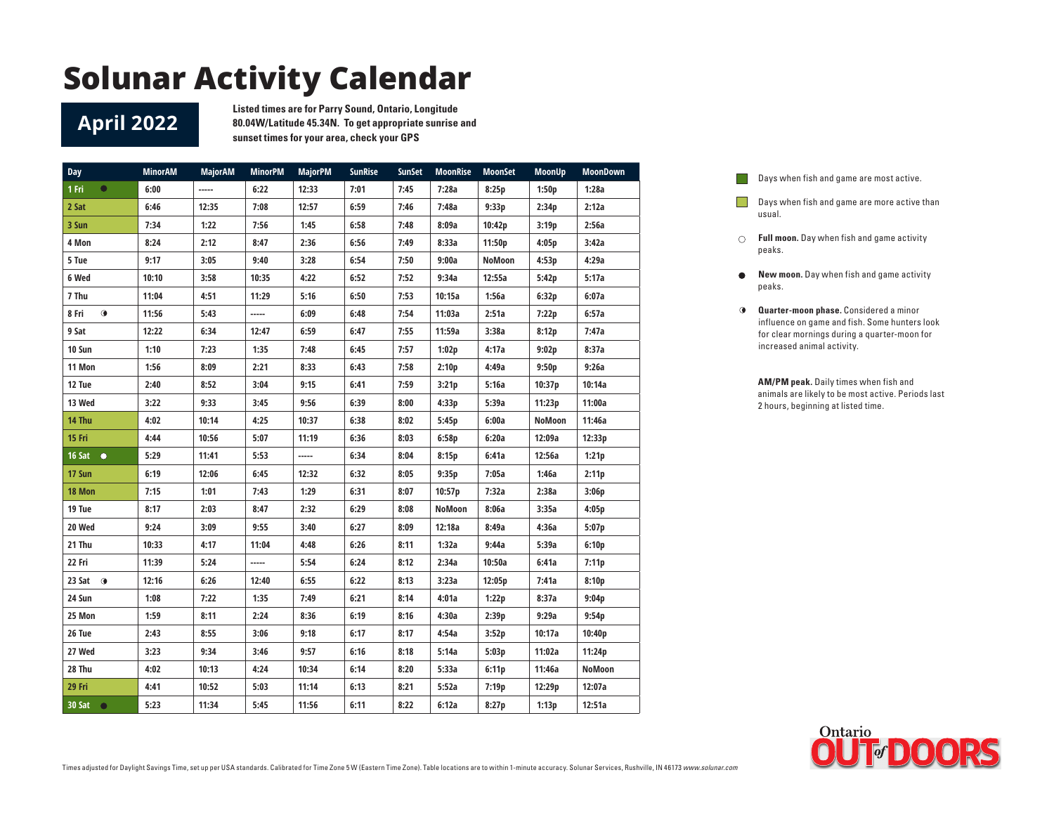# Solunar Activity Calendar

## April 2022

**Listed times are for Parry Sound, Ontario, Longitude 80.04W/Latitude 45.34N. To get appropriate sunrise and sunset times for your area, check your GPS**

| Day | MinorAM | MajorAM | MinorPM | MajorPM | SunRise | SunSet | MoonRise | MoonSet | MoonUp | MoonDown |
|---|---|---|---|---|---|---|---|---|---|---|
| 1 Fri ● | 6:00 | ----- | 6:22 | 12:33 | 7:01 | 7:45 | 7:28a | 8:25p | 1:50p | 1:28a |
| 2 Sat | 6:46 | 12:35 | 7:08 | 12:57 | 6:59 | 7:46 | 7:48a | 9:33p | 2:34p | 2:12a |
| 3 Sun | 7:34 | 1:22 | 7:56 | 1:45 | 6:58 | 7:48 | 8:09a | 10:42p | 3:19p | 2:56a |
| 4 Mon | 8:24 | 2:12 | 8:47 | 2:36 | 6:56 | 7:49 | 8:33a | 11:50p | 4:05p | 3:42a |
| 5 Tue | 9:17 | 3:05 | 9:40 | 3:28 | 6:54 | 7:50 | 9:00a | NoMoon | 4:53p | 4:29a |
| 6 Wed | 10:10 | 3:58 | 10:35 | 4:22 | 6:52 | 7:52 | 9:34a | 12:55a | 5:42p | 5:17a |
| 7 Thu | 11:04 | 4:51 | 11:29 | 5:16 | 6:50 | 7:53 | 10:15a | 1:56a | 6:32p | 6:07a |
| 8 Fri ◑ | 11:56 | 5:43 | ----- | 6:09 | 6:48 | 7:54 | 11:03a | 2:51a | 7:22p | 6:57a |
| 9 Sat | 12:22 | 6:34 | 12:47 | 6:59 | 6:47 | 7:55 | 11:59a | 3:38a | 8:12p | 7:47a |
| 10 Sun | 1:10 | 7:23 | 1:35 | 7:48 | 6:45 | 7:57 | 1:02p | 4:17a | 9:02p | 8:37a |
| 11 Mon | 1:56 | 8:09 | 2:21 | 8:33 | 6:43 | 7:58 | 2:10p | 4:49a | 9:50p | 9:26a |
| 12 Tue | 2:40 | 8:52 | 3:04 | 9:15 | 6:41 | 7:59 | 3:21p | 5:16a | 10:37p | 10:14a |
| 13 Wed | 3:22 | 9:33 | 3:45 | 9:56 | 6:39 | 8:00 | 4:33p | 5:39a | 11:23p | 11:00a |
| 14 Thu | 4:02 | 10:14 | 4:25 | 10:37 | 6:38 | 8:02 | 5:45p | 6:00a | NoMoon | 11:46a |
| 15 Fri | 4:44 | 10:56 | 5:07 | 11:19 | 6:36 | 8:03 | 6:58p | 6:20a | 12:09a | 12:33p |
| 16 Sat ○ | 5:29 | 11:41 | 5:53 | ----- | 6:34 | 8:04 | 8:15p | 6:41a | 12:56a | 1:21p |
| 17 Sun | 6:19 | 12:06 | 6:45 | 12:32 | 6:32 | 8:05 | 9:35p | 7:05a | 1:46a | 2:11p |
| 18 Mon | 7:15 | 1:01 | 7:43 | 1:29 | 6:31 | 8:07 | 10:57p | 7:32a | 2:38a | 3:06p |
| 19 Tue | 8:17 | 2:03 | 8:47 | 2:32 | 6:29 | 8:08 | NoMoon | 8:06a | 3:35a | 4:05p |
| 20 Wed | 9:24 | 3:09 | 9:55 | 3:40 | 6:27 | 8:09 | 12:18a | 8:49a | 4:36a | 5:07p |
| 21 Thu | 10:33 | 4:17 | 11:04 | 4:48 | 6:26 | 8:11 | 1:32a | 9:44a | 5:39a | 6:10p |
| 22 Fri | 11:39 | 5:24 | ----- | 5:54 | 6:24 | 8:12 | 2:34a | 10:50a | 6:41a | 7:11p |
| 23 Sat ◑ | 12:16 | 6:26 | 12:40 | 6:55 | 6:22 | 8:13 | 3:23a | 12:05p | 7:41a | 8:10p |
| 24 Sun | 1:08 | 7:22 | 1:35 | 7:49 | 6:21 | 8:14 | 4:01a | 1:22p | 8:37a | 9:04p |
| 25 Mon | 1:59 | 8:11 | 2:24 | 8:36 | 6:19 | 8:16 | 4:30a | 2:39p | 9:29a | 9:54p |
| 26 Tue | 2:43 | 8:55 | 3:06 | 9:18 | 6:17 | 8:17 | 4:54a | 3:52p | 10:17a | 10:40p |
| 27 Wed | 3:23 | 9:34 | 3:46 | 9:57 | 6:16 | 8:18 | 5:14a | 5:03p | 11:02a | 11:24p |
| 28 Thu | 4:02 | 10:13 | 4:24 | 10:34 | 6:14 | 8:20 | 5:33a | 6:11p | 11:46a | NoMoon |
| 29 Fri | 4:41 | 10:52 | 5:03 | 11:14 | 6:13 | 8:21 | 5:52a | 7:19p | 12:29p | 12:07a |
| 30 Sat ● | 5:23 | 11:34 | 5:45 | 11:56 | 6:11 | 8:22 | 6:12a | 8:27p | 1:13p | 12:51a |

- Days when fish and game are most active.
- Days when fish and game are more active than usual.
- ○ **Full moon.** Day when fish and game activity peaks.
- ● **New moon.** Day when fish and game activity peaks.
- ◑ **Quarter-moon phase.** Considered a minor influence on game and fish. Some hunters look for clear mornings during a quarter-moon for increased animal activity.

**AM/PM peak.** Daily times when fish and animals are likely to be most active. Periods last 2 hours, beginning at listed time.

Times adjusted for Daylight Savings Time, set up per USA standards. Calibrated for Time Zone 5 W (Eastern Time Zone). Table locations are to within 1-minute accuracy. Solunar Services, Rushville, IN 46173 *www.solunar.com*

Ontario OUT of DOORS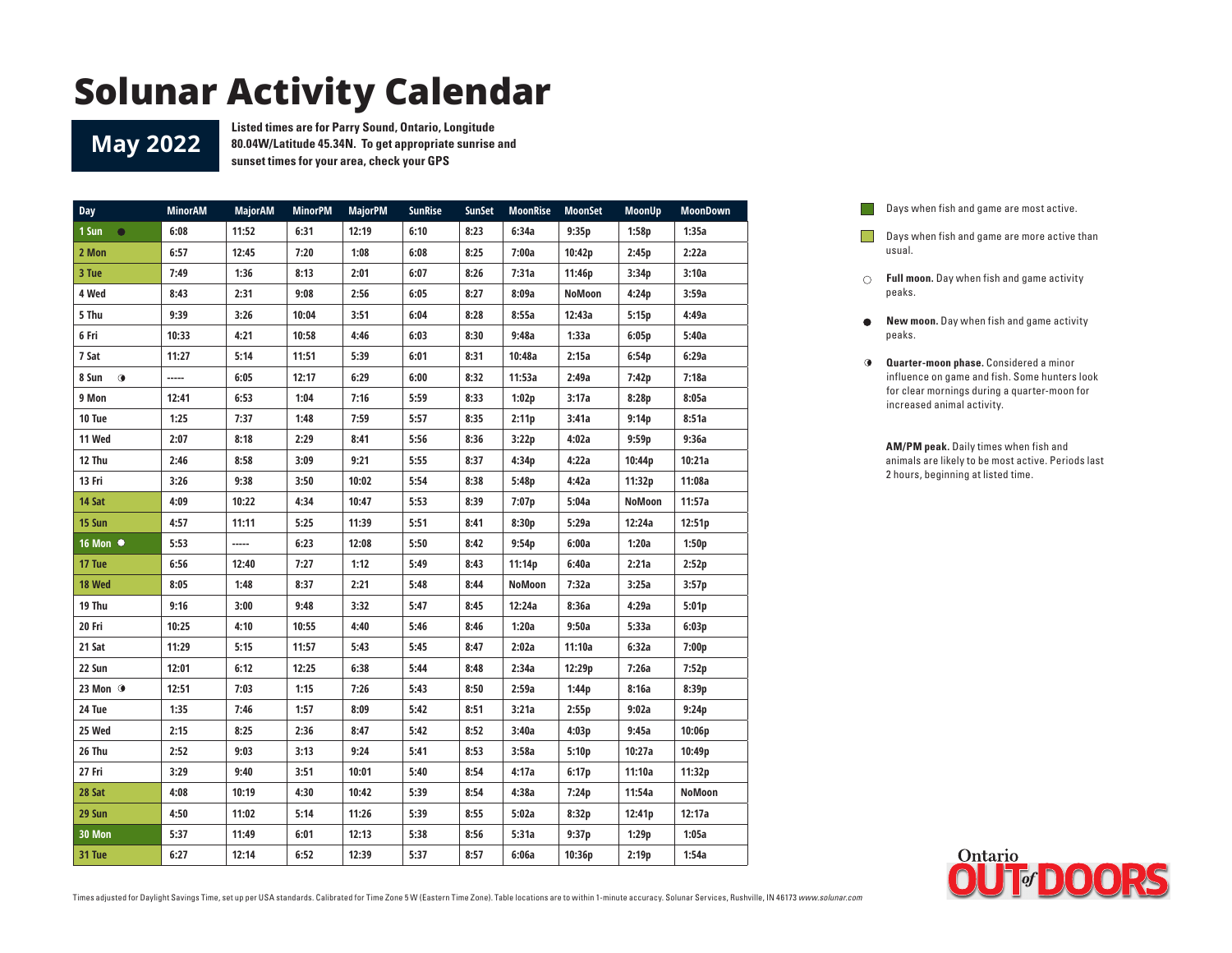# Solunar Activity Calendar

**May 2022**

**Listed times are for Parry Sound, Ontario, Longitude 80.04W/Latitude 45.34N. To get appropriate sunrise and sunset times for your area, check your GPS**

| Day | MinorAM | MajorAM | MinorPM | MajorPM | SunRise | SunSet | MoonRise | MoonSet | MoonUp | MoonDown |
|---|---|---|---|---|---|---|---|---|---|---|
| 1 Sun ● | 6:08 | 11:52 | 6:31 | 12:19 | 6:10 | 8:23 | 6:34a | 9:35p | 1:58p | 1:35a |
| 2 Mon | 6:57 | 12:45 | 7:20 | 1:08 | 6:08 | 8:25 | 7:00a | 10:42p | 2:45p | 2:22a |
| 3 Tue | 7:49 | 1:36 | 8:13 | 2:01 | 6:07 | 8:26 | 7:31a | 11:46p | 3:34p | 3:10a |
| 4 Wed | 8:43 | 2:31 | 9:08 | 2:56 | 6:05 | 8:27 | 8:09a | NoMoon | 4:24p | 3:59a |
| 5 Thu | 9:39 | 3:26 | 10:04 | 3:51 | 6:04 | 8:28 | 8:55a | 12:43a | 5:15p | 4:49a |
| 6 Fri | 10:33 | 4:21 | 10:58 | 4:46 | 6:03 | 8:30 | 9:48a | 1:33a | 6:05p | 5:40a |
| 7 Sat | 11:27 | 5:14 | 11:51 | 5:39 | 6:01 | 8:31 | 10:48a | 2:15a | 6:54p | 6:29a |
| 8 Sun ◑ | ----- | 6:05 | 12:17 | 6:29 | 6:00 | 8:32 | 11:53a | 2:49a | 7:42p | 7:18a |
| 9 Mon | 12:41 | 6:53 | 1:04 | 7:16 | 5:59 | 8:33 | 1:02p | 3:17a | 8:28p | 8:05a |
| 10 Tue | 1:25 | 7:37 | 1:48 | 7:59 | 5:57 | 8:35 | 2:11p | 3:41a | 9:14p | 8:51a |
| 11 Wed | 2:07 | 8:18 | 2:29 | 8:41 | 5:56 | 8:36 | 3:22p | 4:02a | 9:59p | 9:36a |
| 12 Thu | 2:46 | 8:58 | 3:09 | 9:21 | 5:55 | 8:37 | 4:34p | 4:22a | 10:44p | 10:21a |
| 13 Fri | 3:26 | 9:38 | 3:50 | 10:02 | 5:54 | 8:38 | 5:48p | 4:42a | 11:32p | 11:08a |
| 14 Sat | 4:09 | 10:22 | 4:34 | 10:47 | 5:53 | 8:39 | 7:07p | 5:04a | NoMoon | 11:57a |
| 15 Sun | 4:57 | 11:11 | 5:25 | 11:39 | 5:51 | 8:41 | 8:30p | 5:29a | 12:24a | 12:51p |
| 16 Mon ○ | 5:53 | ----- | 6:23 | 12:08 | 5:50 | 8:42 | 9:54p | 6:00a | 1:20a | 1:50p |
| 17 Tue | 6:56 | 12:40 | 7:27 | 1:12 | 5:49 | 8:43 | 11:14p | 6:40a | 2:21a | 2:52p |
| 18 Wed | 8:05 | 1:48 | 8:37 | 2:21 | 5:48 | 8:44 | NoMoon | 7:32a | 3:25a | 3:57p |
| 19 Thu | 9:16 | 3:00 | 9:48 | 3:32 | 5:47 | 8:45 | 12:24a | 8:36a | 4:29a | 5:01p |
| 20 Fri | 10:25 | 4:10 | 10:55 | 4:40 | 5:46 | 8:46 | 1:20a | 9:50a | 5:33a | 6:03p |
| 21 Sat | 11:29 | 5:15 | 11:57 | 5:43 | 5:45 | 8:47 | 2:02a | 11:10a | 6:32a | 7:00p |
| 22 Sun | 12:01 | 6:12 | 12:25 | 6:38 | 5:44 | 8:48 | 2:34a | 12:29p | 7:26a | 7:52p |
| 23 Mon ◑ | 12:51 | 7:03 | 1:15 | 7:26 | 5:43 | 8:50 | 2:59a | 1:44p | 8:16a | 8:39p |
| 24 Tue | 1:35 | 7:46 | 1:57 | 8:09 | 5:42 | 8:51 | 3:21a | 2:55p | 9:02a | 9:24p |
| 25 Wed | 2:15 | 8:25 | 2:36 | 8:47 | 5:42 | 8:52 | 3:40a | 4:03p | 9:45a | 10:06p |
| 26 Thu | 2:52 | 9:03 | 3:13 | 9:24 | 5:41 | 8:53 | 3:58a | 5:10p | 10:27a | 10:49p |
| 27 Fri | 3:29 | 9:40 | 3:51 | 10:01 | 5:40 | 8:54 | 4:17a | 6:17p | 11:10a | 11:32p |
| 28 Sat | 4:08 | 10:19 | 4:30 | 10:42 | 5:39 | 8:54 | 4:38a | 7:24p | 11:54a | NoMoon |
| 29 Sun | 4:50 | 11:02 | 5:14 | 11:26 | 5:39 | 8:55 | 5:02a | 8:32p | 12:41p | 12:17a |
| 30 Mon | 5:37 | 11:49 | 6:01 | 12:13 | 5:38 | 8:56 | 5:31a | 9:37p | 1:29p | 1:05a |
| 31 Tue | 6:27 | 12:14 | 6:52 | 12:39 | 5:37 | 8:57 | 6:06a | 10:36p | 2:19p | 1:54a |

- ■ (dark green) Days when fish and game are most active.
- ■ (light green) Days when fish and game are more active than usual.
- ○ **Full moon.** Day when fish and game activity peaks.
- ● **New moon.** Day when fish and game activity peaks.
- ◑ **Quarter-moon phase.** Considered a minor influence on game and fish. Some hunters look for clear mornings during a quarter-moon for increased animal activity.

**AM/PM peak.** Daily times when fish and animals are likely to be most active. Periods last 2 hours, beginning at listed time.

Times adjusted for Daylight Savings Time, set up per USA standards. Calibrated for Time Zone 5 W (Eastern Time Zone). Table locations are to within 1-minute accuracy. Solunar Services, Rushville, IN 46173 *www.solunar.com*

Ontario OUT of DOORS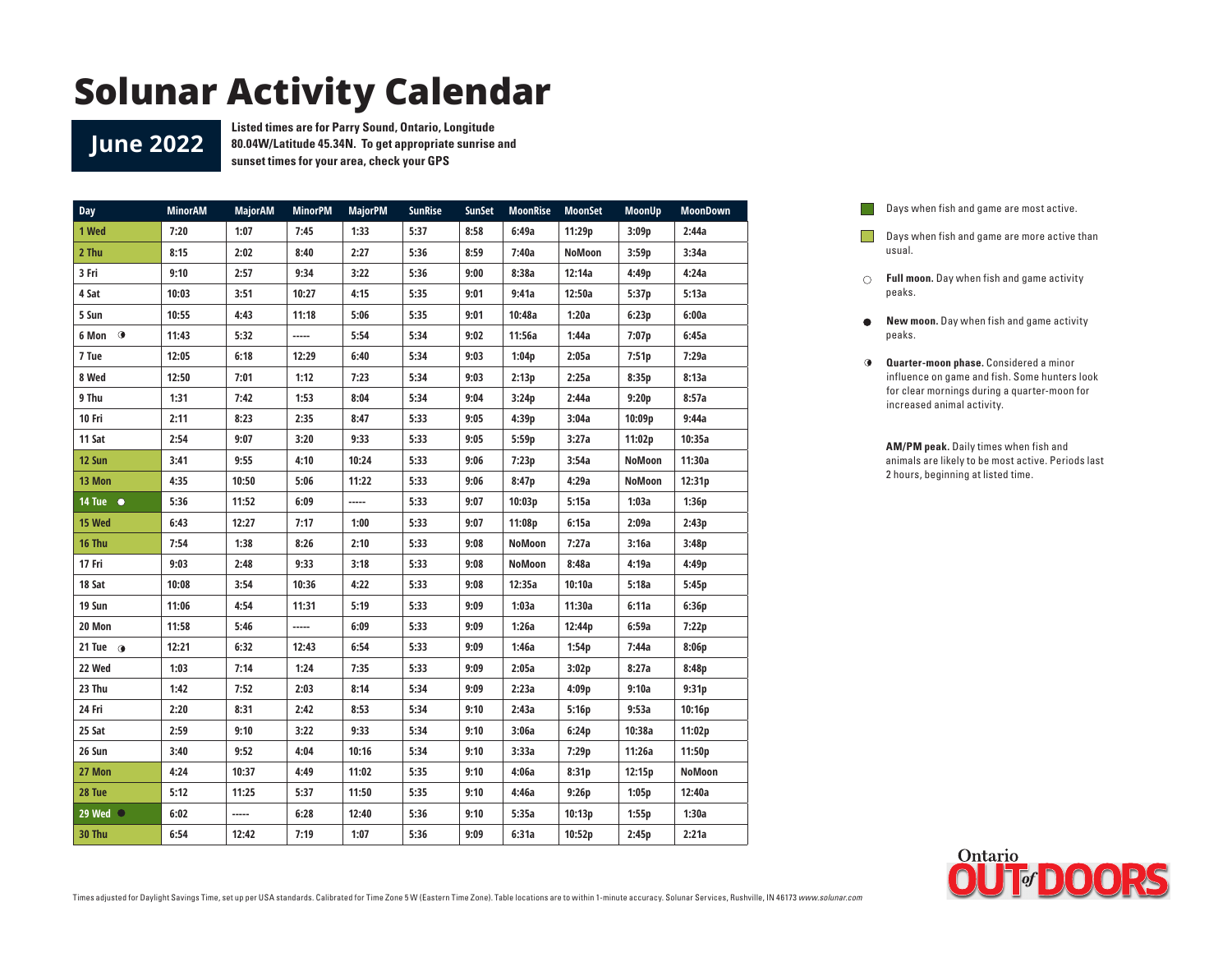# Solunar Activity Calendar

## June 2022

**Listed times are for Parry Sound, Ontario, Longitude 80.04W/Latitude 45.34N. To get appropriate sunrise and sunset times for your area, check your GPS**

| Day | MinorAM | MajorAM | MinorPM | MajorPM | SunRise | SunSet | MoonRise | MoonSet | MoonUp | MoonDown |
|---|---|---|---|---|---|---|---|---|---|---|
| 1 Wed | 7:20 | 1:07 | 7:45 | 1:33 | 5:37 | 8:58 | 6:49a | 11:29p | 3:09p | 2:44a |
| 2 Thu | 8:15 | 2:02 | 8:40 | 2:27 | 5:36 | 8:59 | 7:40a | NoMoon | 3:59p | 3:34a |
| 3 Fri | 9:10 | 2:57 | 9:34 | 3:22 | 5:36 | 9:00 | 8:38a | 12:14a | 4:49p | 4:24a |
| 4 Sat | 10:03 | 3:51 | 10:27 | 4:15 | 5:35 | 9:01 | 9:41a | 12:50a | 5:37p | 5:13a |
| 5 Sun | 10:55 | 4:43 | 11:18 | 5:06 | 5:35 | 9:01 | 10:48a | 1:20a | 6:23p | 6:00a |
| 6 Mon ◑ | 11:43 | 5:32 | ----- | 5:54 | 5:34 | 9:02 | 11:56a | 1:44a | 7:07p | 6:45a |
| 7 Tue | 12:05 | 6:18 | 12:29 | 6:40 | 5:34 | 9:03 | 1:04p | 2:05a | 7:51p | 7:29a |
| 8 Wed | 12:50 | 7:01 | 1:12 | 7:23 | 5:34 | 9:03 | 2:13p | 2:25a | 8:35p | 8:13a |
| 9 Thu | 1:31 | 7:42 | 1:53 | 8:04 | 5:34 | 9:04 | 3:24p | 2:44a | 9:20p | 8:57a |
| 10 Fri | 2:11 | 8:23 | 2:35 | 8:47 | 5:33 | 9:05 | 4:39p | 3:04a | 10:09p | 9:44a |
| 11 Sat | 2:54 | 9:07 | 3:20 | 9:33 | 5:33 | 9:05 | 5:59p | 3:27a | 11:02p | 10:35a |
| 12 Sun | 3:41 | 9:55 | 4:10 | 10:24 | 5:33 | 9:06 | 7:23p | 3:54a | NoMoon | 11:30a |
| 13 Mon | 4:35 | 10:50 | 5:06 | 11:22 | 5:33 | 9:06 | 8:47p | 4:29a | NoMoon | 12:31p |
| 14 Tue ○ | 5:36 | 11:52 | 6:09 | ----- | 5:33 | 9:07 | 10:03p | 5:15a | 1:03a | 1:36p |
| 15 Wed | 6:43 | 12:27 | 7:17 | 1:00 | 5:33 | 9:07 | 11:08p | 6:15a | 2:09a | 2:43p |
| 16 Thu | 7:54 | 1:38 | 8:26 | 2:10 | 5:33 | 9:08 | NoMoon | 7:27a | 3:16a | 3:48p |
| 17 Fri | 9:03 | 2:48 | 9:33 | 3:18 | 5:33 | 9:08 | NoMoon | 8:48a | 4:19a | 4:49p |
| 18 Sat | 10:08 | 3:54 | 10:36 | 4:22 | 5:33 | 9:08 | 12:35a | 10:10a | 5:18a | 5:45p |
| 19 Sun | 11:06 | 4:54 | 11:31 | 5:19 | 5:33 | 9:09 | 1:03a | 11:30a | 6:11a | 6:36p |
| 20 Mon | 11:58 | 5:46 | ----- | 6:09 | 5:33 | 9:09 | 1:26a | 12:44p | 6:59a | 7:22p |
| 21 Tue ◑ | 12:21 | 6:32 | 12:43 | 6:54 | 5:33 | 9:09 | 1:46a | 1:54p | 7:44a | 8:06p |
| 22 Wed | 1:03 | 7:14 | 1:24 | 7:35 | 5:33 | 9:09 | 2:05a | 3:02p | 8:27a | 8:48p |
| 23 Thu | 1:42 | 7:52 | 2:03 | 8:14 | 5:34 | 9:09 | 2:23a | 4:09p | 9:10a | 9:31p |
| 24 Fri | 2:20 | 8:31 | 2:42 | 8:53 | 5:34 | 9:10 | 2:43a | 5:16p | 9:53a | 10:16p |
| 25 Sat | 2:59 | 9:10 | 3:22 | 9:33 | 5:34 | 9:10 | 3:06a | 6:24p | 10:38a | 11:02p |
| 26 Sun | 3:40 | 9:52 | 4:04 | 10:16 | 5:34 | 9:10 | 3:33a | 7:29p | 11:26a | 11:50p |
| 27 Mon | 4:24 | 10:37 | 4:49 | 11:02 | 5:35 | 9:10 | 4:06a | 8:31p | 12:15p | NoMoon |
| 28 Tue | 5:12 | 11:25 | 5:37 | 11:50 | 5:35 | 9:10 | 4:46a | 9:26p | 1:05p | 12:40a |
| 29 Wed ● | 6:02 | ----- | 6:28 | 12:40 | 5:36 | 9:10 | 5:35a | 10:13p | 1:55p | 1:30a |
| 30 Thu | 6:54 | 12:42 | 7:19 | 1:07 | 5:36 | 9:09 | 6:31a | 10:52p | 2:45p | 2:21a |

- Days when fish and game are most active. (dark green: 14 Tue, 29 Wed)
- Days when fish and game are more active than usual. (light green: 1 Wed, 2 Thu, 12 Sun, 13 Mon, 15 Wed, 16 Thu, 27 Mon, 28 Tue, 30 Thu)
- ○ **Full moon.** Day when fish and game activity peaks.
- ● **New moon.** Day when fish and game activity peaks.
- ◑ **Quarter-moon phase.** Considered a minor influence on game and fish. Some hunters look for clear mornings during a quarter-moon for increased animal activity.

**AM/PM peak.** Daily times when fish and animals are likely to be most active. Periods last 2 hours, beginning at listed time.

Times adjusted for Daylight Savings Time, set up per USA standards. Calibrated for Time Zone 5 W (Eastern Time Zone). Table locations are to within 1-minute accuracy. Solunar Services, Rushville, IN 46173 *www.solunar.com*

Ontario OUT of DOORS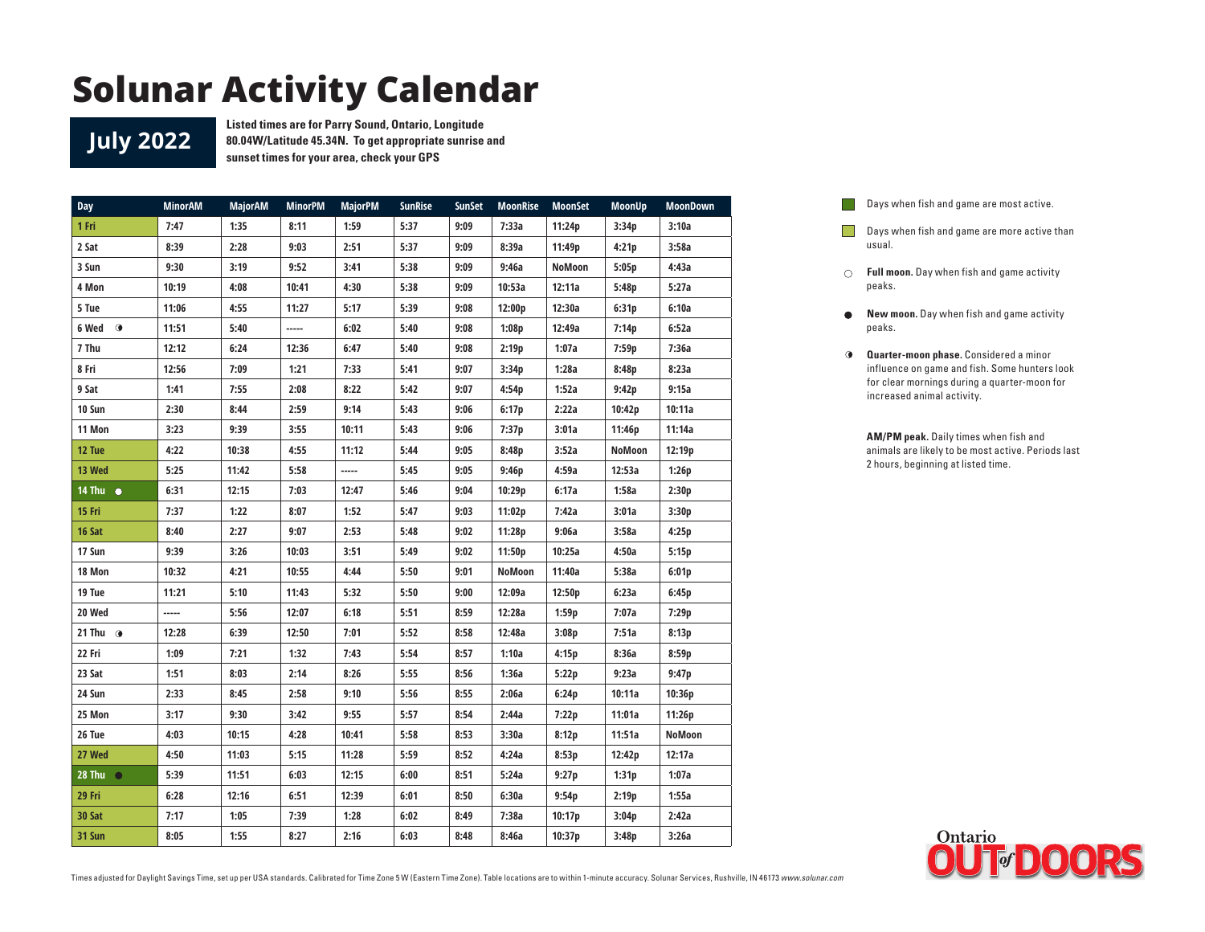# Solunar Activity Calendar

## July 2022

**Listed times are for Parry Sound, Ontario, Longitude 80.04W/Latitude 45.34N. To get appropriate sunrise and sunset times for your area, check your GPS**

| Day | MinorAM | MajorAM | MinorPM | MajorPM | SunRise | SunSet | MoonRise | MoonSet | MoonUp | MoonDown |
|---|---|---|---|---|---|---|---|---|---|---|
| 1 Fri | 7:47 | 1:35 | 8:11 | 1:59 | 5:37 | 9:09 | 7:33a | 11:24p | 3:34p | 3:10a |
| 2 Sat | 8:39 | 2:28 | 9:03 | 2:51 | 5:37 | 9:09 | 8:39a | 11:49p | 4:21p | 3:58a |
| 3 Sun | 9:30 | 3:19 | 9:52 | 3:41 | 5:38 | 9:09 | 9:46a | NoMoon | 5:05p | 4:43a |
| 4 Mon | 10:19 | 4:08 | 10:41 | 4:30 | 5:38 | 9:09 | 10:53a | 12:11a | 5:48p | 5:27a |
| 5 Tue | 11:06 | 4:55 | 11:27 | 5:17 | 5:39 | 9:08 | 12:00p | 12:30a | 6:31p | 6:10a |
| 6 Wed ◑ | 11:51 | 5:40 | ----- | 6:02 | 5:40 | 9:08 | 1:08p | 12:49a | 7:14p | 6:52a |
| 7 Thu | 12:12 | 6:24 | 12:36 | 6:47 | 5:40 | 9:08 | 2:19p | 1:07a | 7:59p | 7:36a |
| 8 Fri | 12:56 | 7:09 | 1:21 | 7:33 | 5:41 | 9:07 | 3:34p | 1:28a | 8:48p | 8:23a |
| 9 Sat | 1:41 | 7:55 | 2:08 | 8:22 | 5:42 | 9:07 | 4:54p | 1:52a | 9:42p | 9:15a |
| 10 Sun | 2:30 | 8:44 | 2:59 | 9:14 | 5:43 | 9:06 | 6:17p | 2:22a | 10:42p | 10:11a |
| 11 Mon | 3:23 | 9:39 | 3:55 | 10:11 | 5:43 | 9:06 | 7:37p | 3:01a | 11:46p | 11:14a |
| 12 Tue | 4:22 | 10:38 | 4:55 | 11:12 | 5:44 | 9:05 | 8:48p | 3:52a | NoMoon | 12:19p |
| 13 Wed | 5:25 | 11:42 | 5:58 | ----- | 5:45 | 9:05 | 9:46p | 4:59a | 12:53a | 1:26p |
| 14 Thu ○ | 6:31 | 12:15 | 7:03 | 12:47 | 5:46 | 9:04 | 10:29p | 6:17a | 1:58a | 2:30p |
| 15 Fri | 7:37 | 1:22 | 8:07 | 1:52 | 5:47 | 9:03 | 11:02p | 7:42a | 3:01a | 3:30p |
| 16 Sat | 8:40 | 2:27 | 9:07 | 2:53 | 5:48 | 9:02 | 11:28p | 9:06a | 3:58a | 4:25p |
| 17 Sun | 9:39 | 3:26 | 10:03 | 3:51 | 5:49 | 9:02 | 11:50p | 10:25a | 4:50a | 5:15p |
| 18 Mon | 10:32 | 4:21 | 10:55 | 4:44 | 5:50 | 9:01 | NoMoon | 11:40a | 5:38a | 6:01p |
| 19 Tue | 11:21 | 5:10 | 11:43 | 5:32 | 5:50 | 9:00 | 12:09a | 12:50p | 6:23a | 6:45p |
| 20 Wed | ----- | 5:56 | 12:07 | 6:18 | 5:51 | 8:59 | 12:28a | 1:59p | 7:07a | 7:29p |
| 21 Thu ◑ | 12:28 | 6:39 | 12:50 | 7:01 | 5:52 | 8:58 | 12:48a | 3:08p | 7:51a | 8:13p |
| 22 Fri | 1:09 | 7:21 | 1:32 | 7:43 | 5:54 | 8:57 | 1:10a | 4:15p | 8:36a | 8:59p |
| 23 Sat | 1:51 | 8:03 | 2:14 | 8:26 | 5:55 | 8:56 | 1:36a | 5:22p | 9:23a | 9:47p |
| 24 Sun | 2:33 | 8:45 | 2:58 | 9:10 | 5:56 | 8:55 | 2:06a | 6:24p | 10:11a | 10:36p |
| 25 Mon | 3:17 | 9:30 | 3:42 | 9:55 | 5:57 | 8:54 | 2:44a | 7:22p | 11:01a | 11:26p |
| 26 Tue | 4:03 | 10:15 | 4:28 | 10:41 | 5:58 | 8:53 | 3:30a | 8:12p | 11:51a | NoMoon |
| 27 Wed | 4:50 | 11:03 | 5:15 | 11:28 | 5:59 | 8:52 | 4:24a | 8:53p | 12:42p | 12:17a |
| 28 Thu ● | 5:39 | 11:51 | 6:03 | 12:15 | 6:00 | 8:51 | 5:24a | 9:27p | 1:31p | 1:07a |
| 29 Fri | 6:28 | 12:16 | 6:51 | 12:39 | 6:01 | 8:50 | 6:30a | 9:54p | 2:19p | 1:55a |
| 30 Sat | 7:17 | 1:05 | 7:39 | 1:28 | 6:02 | 8:49 | 7:38a | 10:17p | 3:04p | 2:42a |
| 31 Sun | 8:05 | 1:55 | 8:27 | 2:16 | 6:03 | 8:48 | 8:46a | 10:37p | 3:48p | 3:26a |

Days when fish and game are most active.

Days when fish and game are more active than usual.

○ **Full moon.** Day when fish and game activity peaks.

● **New moon.** Day when fish and game activity peaks.

◑ **Quarter-moon phase.** Considered a minor influence on game and fish. Some hunters look for clear mornings during a quarter-moon for increased animal activity.

**AM/PM peak.** Daily times when fish and animals are likely to be most active. Periods last 2 hours, beginning at listed time.

Times adjusted for Daylight Savings Time, set up per USA standards. Calibrated for Time Zone 5 W (Eastern Time Zone). Table locations are to within 1-minute accuracy. Solunar Services, Rushville, IN 46173 *www.solunar.com*

Ontario OUT of DOORS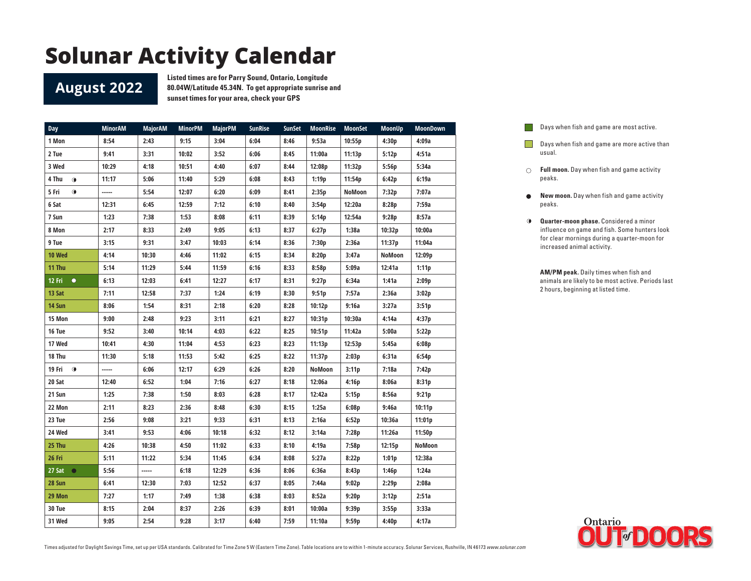# Solunar Activity Calendar

## August 2022

**Listed times are for Parry Sound, Ontario, Longitude 80.04W/Latitude 45.34N. To get appropriate sunrise and sunset times for your area, check your GPS**

| Day | MinorAM | MajorAM | MinorPM | MajorPM | SunRise | SunSet | MoonRise | MoonSet | MoonUp | MoonDown |
|---|---|---|---|---|---|---|---|---|---|---|
| 1 Mon | 8:54 | 2:43 | 9:15 | 3:04 | 6:04 | 8:46 | 9:53a | 10:55p | 4:30p | 4:09a |
| 2 Tue | 9:41 | 3:31 | 10:02 | 3:52 | 6:06 | 8:45 | 11:00a | 11:13p | 5:12p | 4:51a |
| 3 Wed | 10:29 | 4:18 | 10:51 | 4:40 | 6:07 | 8:44 | 12:08p | 11:32p | 5:56p | 5:34a |
| 4 Thu ◑ | 11:17 | 5:06 | 11:40 | 5:29 | 6:08 | 8:43 | 1:19p | 11:54p | 6:42p | 6:19a |
| 5 Fri ◑ | ----- | 5:54 | 12:07 | 6:20 | 6:09 | 8:41 | 2:35p | NoMoon | 7:32p | 7:07a |
| 6 Sat | 12:31 | 6:45 | 12:59 | 7:12 | 6:10 | 8:40 | 3:54p | 12:20a | 8:28p | 7:59a |
| 7 Sun | 1:23 | 7:38 | 1:53 | 8:08 | 6:11 | 8:39 | 5:14p | 12:54a | 9:28p | 8:57a |
| 8 Mon | 2:17 | 8:33 | 2:49 | 9:05 | 6:13 | 8:37 | 6:27p | 1:38a | 10:32p | 10:00a |
| 9 Tue | 3:15 | 9:31 | 3:47 | 10:03 | 6:14 | 8:36 | 7:30p | 2:36a | 11:37p | 11:04a |
| 10 Wed | 4:14 | 10:30 | 4:46 | 11:02 | 6:15 | 8:34 | 8:20p | 3:47a | NoMoon | 12:09p |
| 11 Thu | 5:14 | 11:29 | 5:44 | 11:59 | 6:16 | 8:33 | 8:58p | 5:09a | 12:41a | 1:11p |
| 12 Fri ○ | 6:13 | 12:03 | 6:41 | 12:27 | 6:17 | 8:31 | 9:27p | 6:34a | 1:41a | 2:09p |
| 13 Sat | 7:11 | 12:58 | 7:37 | 1:24 | 6:19 | 8:30 | 9:51p | 7:57a | 2:36a | 3:02p |
| 14 Sun | 8:06 | 1:54 | 8:31 | 2:18 | 6:20 | 8:28 | 10:12p | 9:16a | 3:27a | 3:51p |
| 15 Mon | 9:00 | 2:48 | 9:23 | 3:11 | 6:21 | 8:27 | 10:31p | 10:30a | 4:14a | 4:37p |
| 16 Tue | 9:52 | 3:40 | 10:14 | 4:03 | 6:22 | 8:25 | 10:51p | 11:42a | 5:00a | 5:22p |
| 17 Wed | 10:41 | 4:30 | 11:04 | 4:53 | 6:23 | 8:23 | 11:13p | 12:53p | 5:45a | 6:08p |
| 18 Thu | 11:30 | 5:18 | 11:53 | 5:42 | 6:25 | 8:22 | 11:37p | 2:03p | 6:31a | 6:54p |
| 19 Fri ◑ | ----- | 6:06 | 12:17 | 6:29 | 6:26 | 8:20 | NoMoon | 3:11p | 7:18a | 7:42p |
| 20 Sat | 12:40 | 6:52 | 1:04 | 7:16 | 6:27 | 8:18 | 12:06a | 4:16p | 8:06a | 8:31p |
| 21 Sun | 1:25 | 7:38 | 1:50 | 8:03 | 6:28 | 8:17 | 12:42a | 5:15p | 8:56a | 9:21p |
| 22 Mon | 2:11 | 8:23 | 2:36 | 8:48 | 6:30 | 8:15 | 1:25a | 6:08p | 9:46a | 10:11p |
| 23 Tue | 2:56 | 9:08 | 3:21 | 9:33 | 6:31 | 8:13 | 2:16a | 6:52p | 10:36a | 11:01p |
| 24 Wed | 3:41 | 9:53 | 4:06 | 10:18 | 6:32 | 8:12 | 3:14a | 7:28p | 11:26a | 11:50p |
| 25 Thu | 4:26 | 10:38 | 4:50 | 11:02 | 6:33 | 8:10 | 4:19a | 7:58p | 12:15p | NoMoon |
| 26 Fri | 5:11 | 11:22 | 5:34 | 11:45 | 6:34 | 8:08 | 5:27a | 8:22p | 1:01p | 12:38a |
| 27 Sat ● | 5:56 | ----- | 6:18 | 12:29 | 6:36 | 8:06 | 6:36a | 8:43p | 1:46p | 1:24a |
| 28 Sun | 6:41 | 12:30 | 7:03 | 12:52 | 6:37 | 8:05 | 7:44a | 9:02p | 2:29p | 2:08a |
| 29 Mon | 7:27 | 1:17 | 7:49 | 1:38 | 6:38 | 8:03 | 8:52a | 9:20p | 3:12p | 2:51a |
| 30 Tue | 8:15 | 2:04 | 8:37 | 2:26 | 6:39 | 8:01 | 10:00a | 9:39p | 3:55p | 3:33a |
| 31 Wed | 9:05 | 2:54 | 9:28 | 3:17 | 6:40 | 7:59 | 11:10a | 9:59p | 4:40p | 4:17a |

Days when fish and game are most active.

Days when fish and game are more active than usual.

○ **Full moon.** Day when fish and game activity peaks.

● **New moon.** Day when fish and game activity peaks.

◑ **Quarter-moon phase.** Considered a minor influence on game and fish. Some hunters look for clear mornings during a quarter-moon for increased animal activity.

**AM/PM peak.** Daily times when fish and animals are likely to be most active. Periods last 2 hours, beginning at listed time.

Times adjusted for Daylight Savings Time, set up per USA standards. Calibrated for Time Zone 5 W (Eastern Time Zone). Table locations are to within 1-minute accuracy. Solunar Services, Rushville, IN 46173 *www.solunar.com*

Ontario OUT of DOORS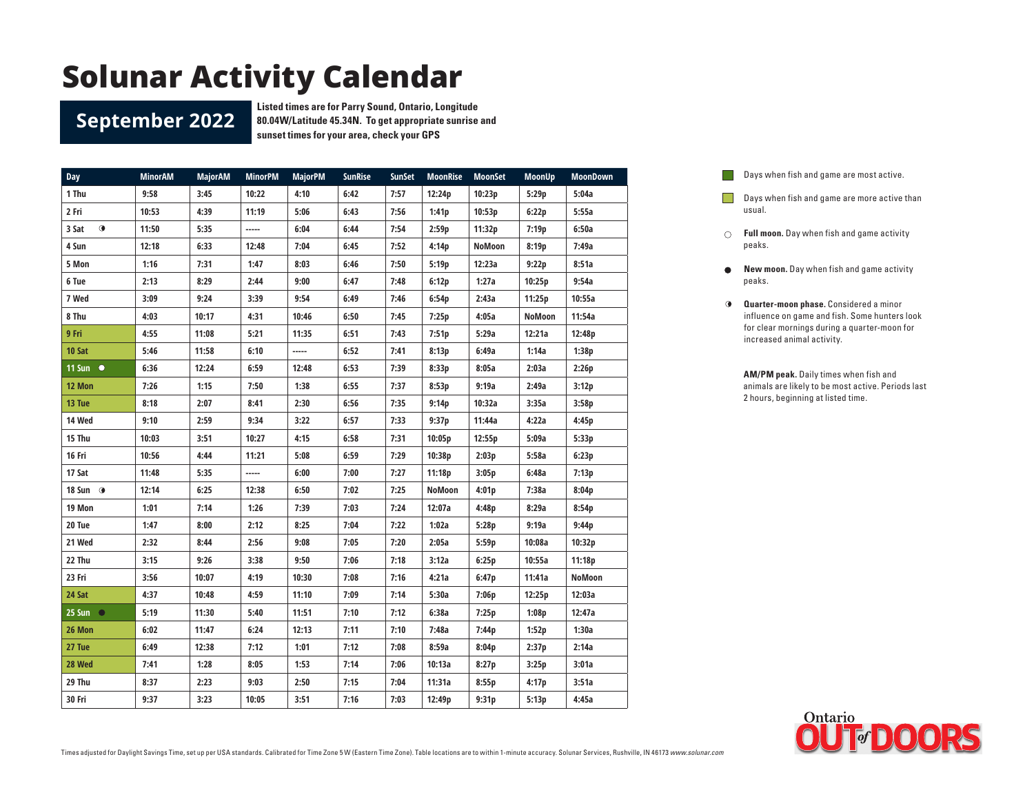# Solunar Activity Calendar

## September 2022

**Listed times are for Parry Sound, Ontario, Longitude 80.04W/Latitude 45.34N. To get appropriate sunrise and sunset times for your area, check your GPS**

| Day | MinorAM | MajorAM | MinorPM | MajorPM | SunRise | SunSet | MoonRise | MoonSet | MoonUp | MoonDown |
|---|---|---|---|---|---|---|---|---|---|---|
| 1 Thu | 9:58 | 3:45 | 10:22 | 4:10 | 6:42 | 7:57 | 12:24p | 10:23p | 5:29p | 5:04a |
| 2 Fri | 10:53 | 4:39 | 11:19 | 5:06 | 6:43 | 7:56 | 1:41p | 10:53p | 6:22p | 5:55a |
| 3 Sat ◑ | 11:50 | 5:35 | ----- | 6:04 | 6:44 | 7:54 | 2:59p | 11:32p | 7:19p | 6:50a |
| 4 Sun | 12:18 | 6:33 | 12:48 | 7:04 | 6:45 | 7:52 | 4:14p | NoMoon | 8:19p | 7:49a |
| 5 Mon | 1:16 | 7:31 | 1:47 | 8:03 | 6:46 | 7:50 | 5:19p | 12:23a | 9:22p | 8:51a |
| 6 Tue | 2:13 | 8:29 | 2:44 | 9:00 | 6:47 | 7:48 | 6:12p | 1:27a | 10:25p | 9:54a |
| 7 Wed | 3:09 | 9:24 | 3:39 | 9:54 | 6:49 | 7:46 | 6:54p | 2:43a | 11:25p | 10:55a |
| 8 Thu | 4:03 | 10:17 | 4:31 | 10:46 | 6:50 | 7:45 | 7:25p | 4:05a | NoMoon | 11:54a |
| 9 Fri | 4:55 | 11:08 | 5:21 | 11:35 | 6:51 | 7:43 | 7:51p | 5:29a | 12:21a | 12:48p |
| 10 Sat | 5:46 | 11:58 | 6:10 | ----- | 6:52 | 7:41 | 8:13p | 6:49a | 1:14a | 1:38p |
| 11 Sun ○ | 6:36 | 12:24 | 6:59 | 12:48 | 6:53 | 7:39 | 8:33p | 8:05a | 2:03a | 2:26p |
| 12 Mon | 7:26 | 1:15 | 7:50 | 1:38 | 6:55 | 7:37 | 8:53p | 9:19a | 2:49a | 3:12p |
| 13 Tue | 8:18 | 2:07 | 8:41 | 2:30 | 6:56 | 7:35 | 9:14p | 10:32a | 3:35a | 3:58p |
| 14 Wed | 9:10 | 2:59 | 9:34 | 3:22 | 6:57 | 7:33 | 9:37p | 11:44a | 4:22a | 4:45p |
| 15 Thu | 10:03 | 3:51 | 10:27 | 4:15 | 6:58 | 7:31 | 10:05p | 12:55p | 5:09a | 5:33p |
| 16 Fri | 10:56 | 4:44 | 11:21 | 5:08 | 6:59 | 7:29 | 10:38p | 2:03p | 5:58a | 6:23p |
| 17 Sat | 11:48 | 5:35 | ----- | 6:00 | 7:00 | 7:27 | 11:18p | 3:05p | 6:48a | 7:13p |
| 18 Sun ◑ | 12:14 | 6:25 | 12:38 | 6:50 | 7:02 | 7:25 | NoMoon | 4:01p | 7:38a | 8:04p |
| 19 Mon | 1:01 | 7:14 | 1:26 | 7:39 | 7:03 | 7:24 | 12:07a | 4:48p | 8:29a | 8:54p |
| 20 Tue | 1:47 | 8:00 | 2:12 | 8:25 | 7:04 | 7:22 | 1:02a | 5:28p | 9:19a | 9:44p |
| 21 Wed | 2:32 | 8:44 | 2:56 | 9:08 | 7:05 | 7:20 | 2:05a | 5:59p | 10:08a | 10:32p |
| 22 Thu | 3:15 | 9:26 | 3:38 | 9:50 | 7:06 | 7:18 | 3:12a | 6:25p | 10:55a | 11:18p |
| 23 Fri | 3:56 | 10:07 | 4:19 | 10:30 | 7:08 | 7:16 | 4:21a | 6:47p | 11:41a | NoMoon |
| 24 Sat | 4:37 | 10:48 | 4:59 | 11:10 | 7:09 | 7:14 | 5:30a | 7:06p | 12:25p | 12:03a |
| 25 Sun ● | 5:19 | 11:30 | 5:40 | 11:51 | 7:10 | 7:12 | 6:38a | 7:25p | 1:08p | 12:47a |
| 26 Mon | 6:02 | 11:47 | 6:24 | 12:13 | 7:11 | 7:10 | 7:48a | 7:44p | 1:52p | 1:30a |
| 27 Tue | 6:49 | 12:38 | 7:12 | 1:01 | 7:12 | 7:08 | 8:59a | 8:04p | 2:37p | 2:14a |
| 28 Wed | 7:41 | 1:28 | 8:05 | 1:53 | 7:14 | 7:06 | 10:13a | 8:27p | 3:25p | 3:01a |
| 29 Thu | 8:37 | 2:23 | 9:03 | 2:50 | 7:15 | 7:04 | 11:31a | 8:55p | 4:17p | 3:51a |
| 30 Fri | 9:37 | 3:23 | 10:05 | 3:51 | 7:16 | 7:03 | 12:49p | 9:31p | 5:13p | 4:45a |

- Days when fish and game are most active.
- Days when fish and game are more active than usual.
- ○ **Full moon.** Day when fish and game activity peaks.
- ● **New moon.** Day when fish and game activity peaks.
- ◑ **Quarter-moon phase.** Considered a minor influence on game and fish. Some hunters look for clear mornings during a quarter-moon for increased animal activity.

**AM/PM peak.** Daily times when fish and animals are likely to be most active. Periods last 2 hours, beginning at listed time.

Times adjusted for Daylight Savings Time, set up per USA standards. Calibrated for Time Zone 5 W (Eastern Time Zone). Table locations are to within 1-minute accuracy. Solunar Services, Rushville, IN 46173 *www.solunar.com*

Ontario OUT of DOORS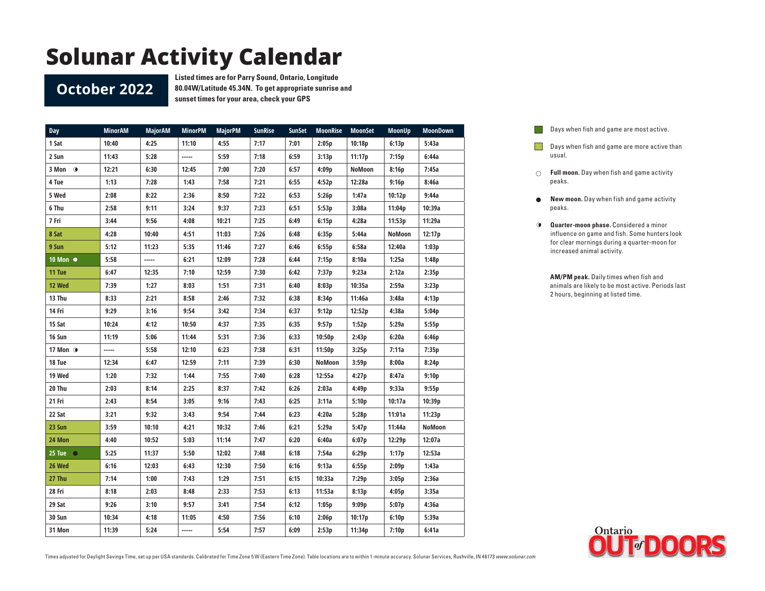# Solunar Activity Calendar

## October 2022

**Listed times are for Parry Sound, Ontario, Longitude 80.04W/Latitude 45.34N. To get appropriate sunrise and sunset times for your area, check your GPS**

| Day | MinorAM | MajorAM | MinorPM | MajorPM | SunRise | SunSet | MoonRise | MoonSet | MoonUp | MoonDown |
|---|---|---|---|---|---|---|---|---|---|---|
| 1 Sat | 10:40 | 4:25 | 11:10 | 4:55 | 7:17 | 7:01 | 2:05p | 10:18p | 6:13p | 5:43a |
| 2 Sun | 11:43 | 5:28 | ----- | 5:59 | 7:18 | 6:59 | 3:13p | 11:17p | 7:15p | 6:44a |
| 3 Mon ◑ | 12:21 | 6:30 | 12:45 | 7:00 | 7:20 | 6:57 | 4:09p | NoMoon | 8:16p | 7:45a |
| 4 Tue | 1:13 | 7:28 | 1:43 | 7:58 | 7:21 | 6:55 | 4:52p | 12:28a | 9:16p | 8:46a |
| 5 Wed | 2:08 | 8:22 | 2:36 | 8:50 | 7:22 | 6:53 | 5:26p | 1:47a | 10:12p | 9:44a |
| 6 Thu | 2:58 | 9:11 | 3:24 | 9:37 | 7:23 | 6:51 | 5:53p | 3:08a | 11:04p | 10:39a |
| 7 Fri | 3:44 | 9:56 | 4:08 | 10:21 | 7:25 | 6:49 | 6:15p | 4:28a | 11:53p | 11:29a |
| 8 Sat | 4:28 | 10:40 | 4:51 | 11:03 | 7:26 | 6:48 | 6:35p | 5:44a | NoMoon | 12:17p |
| 9 Sun | 5:12 | 11:23 | 5:35 | 11:46 | 7:27 | 6:46 | 6:55p | 6:58a | 12:40a | 1:03p |
| 10 Mon ○ | 5:58 | ----- | 6:21 | 12:09 | 7:28 | 6:44 | 7:15p | 8:10a | 1:25a | 1:48p |
| 11 Tue | 6:47 | 12:35 | 7:10 | 12:59 | 7:30 | 6:42 | 7:37p | 9:23a | 2:12a | 2:35p |
| 12 Wed | 7:39 | 1:27 | 8:03 | 1:51 | 7:31 | 6:40 | 8:03p | 10:35a | 2:59a | 3:23p |
| 13 Thu | 8:33 | 2:21 | 8:58 | 2:46 | 7:32 | 6:38 | 8:34p | 11:46a | 3:48a | 4:13p |
| 14 Fri | 9:29 | 3:16 | 9:54 | 3:42 | 7:34 | 6:37 | 9:12p | 12:52p | 4:38a | 5:04p |
| 15 Sat | 10:24 | 4:12 | 10:50 | 4:37 | 7:35 | 6:35 | 9:57p | 1:52p | 5:29a | 5:55p |
| 16 Sun | 11:19 | 5:06 | 11:44 | 5:31 | 7:36 | 6:33 | 10:50p | 2:43p | 6:20a | 6:46p |
| 17 Mon ◑ | ----- | 5:58 | 12:10 | 6:23 | 7:38 | 6:31 | 11:50p | 3:25p | 7:11a | 7:35p |
| 18 Tue | 12:34 | 6:47 | 12:59 | 7:11 | 7:39 | 6:30 | NoMoon | 3:59p | 8:00a | 8:24p |
| 19 Wed | 1:20 | 7:32 | 1:44 | 7:55 | 7:40 | 6:28 | 12:55a | 4:27p | 8:47a | 9:10p |
| 20 Thu | 2:03 | 8:14 | 2:25 | 8:37 | 7:42 | 6:26 | 2:03a | 4:49p | 9:33a | 9:55p |
| 21 Fri | 2:43 | 8:54 | 3:05 | 9:16 | 7:43 | 6:25 | 3:11a | 5:10p | 10:17a | 10:39p |
| 22 Sat | 3:21 | 9:32 | 3:43 | 9:54 | 7:44 | 6:23 | 4:20a | 5:28p | 11:01a | 11:23p |
| 23 Sun | 3:59 | 10:10 | 4:21 | 10:32 | 7:46 | 6:21 | 5:29a | 5:47p | 11:44a | NoMoon |
| 24 Mon | 4:40 | 10:52 | 5:03 | 11:14 | 7:47 | 6:20 | 6:40a | 6:07p | 12:29p | 12:07a |
| 25 Tue ● | 5:25 | 11:37 | 5:50 | 12:02 | 7:48 | 6:18 | 7:54a | 6:29p | 1:17p | 12:53a |
| 26 Wed | 6:16 | 12:03 | 6:43 | 12:30 | 7:50 | 6:16 | 9:13a | 6:55p | 2:09p | 1:43a |
| 27 Thu | 7:14 | 1:00 | 7:43 | 1:29 | 7:51 | 6:15 | 10:33a | 7:29p | 3:05p | 2:36a |
| 28 Fri | 8:18 | 2:03 | 8:48 | 2:33 | 7:53 | 6:13 | 11:53a | 8:13p | 4:05p | 3:35a |
| 29 Sat | 9:26 | 3:10 | 9:57 | 3:41 | 7:54 | 6:12 | 1:05p | 9:09p | 5:07p | 4:36a |
| 30 Sun | 10:34 | 4:18 | 11:05 | 4:50 | 7:56 | 6:10 | 2:06p | 10:17p | 6:10p | 5:39a |
| 31 Mon | 11:39 | 5:24 | ----- | 5:54 | 7:57 | 6:09 | 2:53p | 11:34p | 7:10p | 6:41a |

Days when fish and game are most active.

Days when fish and game are more active than usual.

○ **Full moon.** Day when fish and game activity peaks.

● **New moon.** Day when fish and game activity peaks.

◑ **Quarter-moon phase.** Considered a minor influence on game and fish. Some hunters look for clear mornings during a quarter-moon for increased animal activity.

**AM/PM peak.** Daily times when fish and animals are likely to be most active. Periods last 2 hours, beginning at listed time.

Times adjusted for Daylight Savings Time, set up per USA standards. Calibrated for Time Zone 5 W (Eastern Time Zone). Table locations are to within 1-minute accuracy. Solunar Services, Rushville, IN 46173 *www.solunar.com*

Ontario OUT of DOORS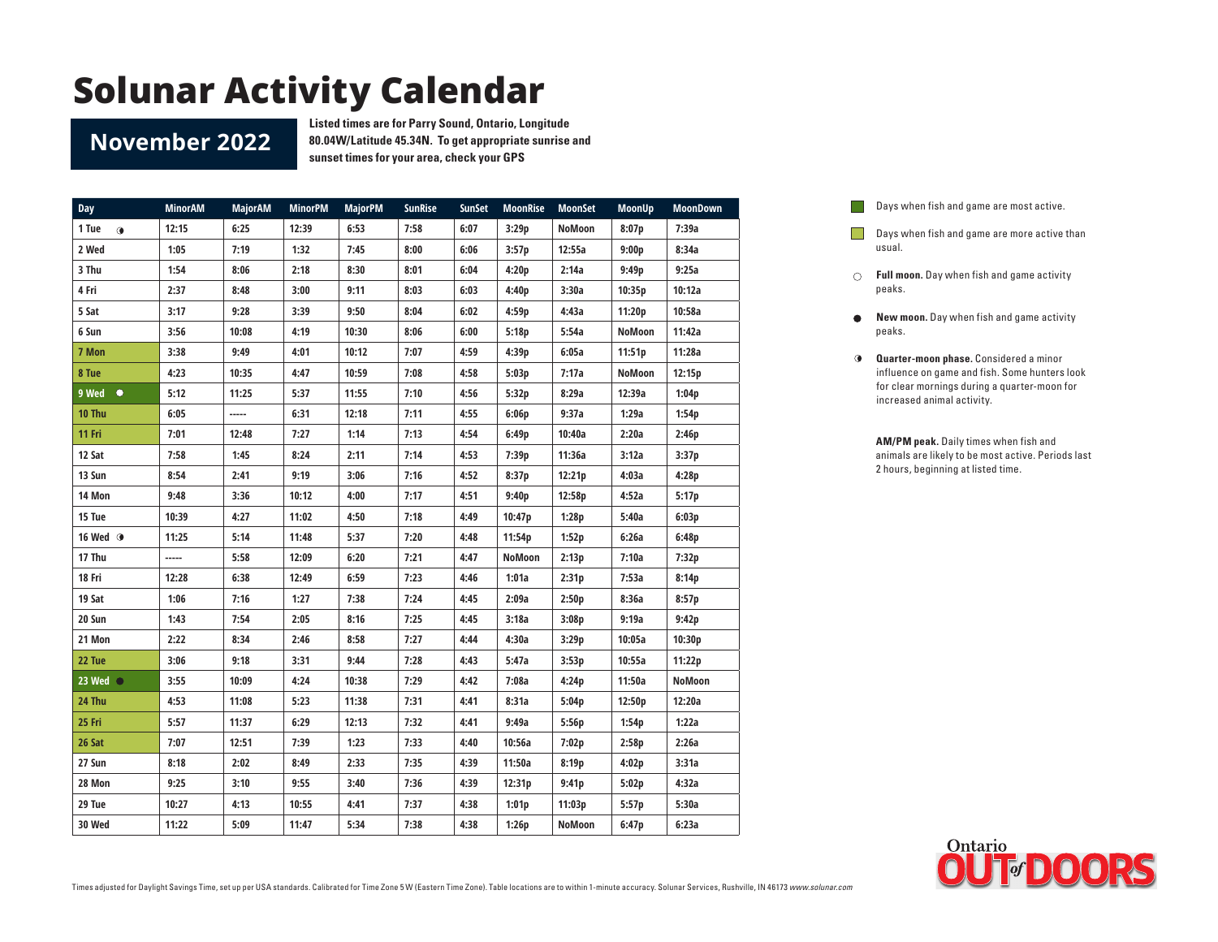# Solunar Activity Calendar

## November 2022

**Listed times are for Parry Sound, Ontario, Longitude 80.04W/Latitude 45.34N. To get appropriate sunrise and sunset times for your area, check your GPS**

| Day | MinorAM | MajorAM | MinorPM | MajorPM | SunRise | SunSet | MoonRise | MoonSet | MoonUp | MoonDown |
|---|---|---|---|---|---|---|---|---|---|---|
| 1 Tue ◑ | 12:15 | 6:25 | 12:39 | 6:53 | 7:58 | 6:07 | 3:29p | NoMoon | 8:07p | 7:39a |
| 2 Wed | 1:05 | 7:19 | 1:32 | 7:45 | 8:00 | 6:06 | 3:57p | 12:55a | 9:00p | 8:34a |
| 3 Thu | 1:54 | 8:06 | 2:18 | 8:30 | 8:01 | 6:04 | 4:20p | 2:14a | 9:49p | 9:25a |
| 4 Fri | 2:37 | 8:48 | 3:00 | 9:11 | 8:03 | 6:03 | 4:40p | 3:30a | 10:35p | 10:12a |
| 5 Sat | 3:17 | 9:28 | 3:39 | 9:50 | 8:04 | 6:02 | 4:59p | 4:43a | 11:20p | 10:58a |
| 6 Sun | 3:56 | 10:08 | 4:19 | 10:30 | 8:06 | 6:00 | 5:18p | 5:54a | NoMoon | 11:42a |
| 7 Mon | 3:38 | 9:49 | 4:01 | 10:12 | 7:07 | 4:59 | 4:39p | 6:05a | 11:51p | 11:28a |
| 8 Tue | 4:23 | 10:35 | 4:47 | 10:59 | 7:08 | 4:58 | 5:03p | 7:17a | NoMoon | 12:15p |
| 9 Wed ○ | 5:12 | 11:25 | 5:37 | 11:55 | 7:10 | 4:56 | 5:32p | 8:29a | 12:39a | 1:04p |
| 10 Thu | 6:05 | ----- | 6:31 | 12:18 | 7:11 | 4:55 | 6:06p | 9:37a | 1:29a | 1:54p |
| 11 Fri | 7:01 | 12:48 | 7:27 | 1:14 | 7:13 | 4:54 | 6:49p | 10:40a | 2:20a | 2:46p |
| 12 Sat | 7:58 | 1:45 | 8:24 | 2:11 | 7:14 | 4:53 | 7:39p | 11:36a | 3:12a | 3:37p |
| 13 Sun | 8:54 | 2:41 | 9:19 | 3:06 | 7:16 | 4:52 | 8:37p | 12:21p | 4:03a | 4:28p |
| 14 Mon | 9:48 | 3:36 | 10:12 | 4:00 | 7:17 | 4:51 | 9:40p | 12:58p | 4:52a | 5:17p |
| 15 Tue | 10:39 | 4:27 | 11:02 | 4:50 | 7:18 | 4:49 | 10:47p | 1:28p | 5:40a | 6:03p |
| 16 Wed ◑ | 11:25 | 5:14 | 11:48 | 5:37 | 7:20 | 4:48 | 11:54p | 1:52p | 6:26a | 6:48p |
| 17 Thu | ----- | 5:58 | 12:09 | 6:20 | 7:21 | 4:47 | NoMoon | 2:13p | 7:10a | 7:32p |
| 18 Fri | 12:28 | 6:38 | 12:49 | 6:59 | 7:23 | 4:46 | 1:01a | 2:31p | 7:53a | 8:14p |
| 19 Sat | 1:06 | 7:16 | 1:27 | 7:38 | 7:24 | 4:45 | 2:09a | 2:50p | 8:36a | 8:57p |
| 20 Sun | 1:43 | 7:54 | 2:05 | 8:16 | 7:25 | 4:45 | 3:18a | 3:08p | 9:19a | 9:42p |
| 21 Mon | 2:22 | 8:34 | 2:46 | 8:58 | 7:27 | 4:44 | 4:30a | 3:29p | 10:05a | 10:30p |
| 22 Tue | 3:06 | 9:18 | 3:31 | 9:44 | 7:28 | 4:43 | 5:47a | 3:53p | 10:55a | 11:22p |
| 23 Wed ● | 3:55 | 10:09 | 4:24 | 10:38 | 7:29 | 4:42 | 7:08a | 4:24p | 11:50a | NoMoon |
| 24 Thu | 4:53 | 11:08 | 5:23 | 11:38 | 7:31 | 4:41 | 8:31a | 5:04p | 12:50p | 12:20a |
| 25 Fri | 5:57 | 11:37 | 6:29 | 12:13 | 7:32 | 4:41 | 9:49a | 5:56p | 1:54p | 1:22a |
| 26 Sat | 7:07 | 12:51 | 7:39 | 1:23 | 7:33 | 4:40 | 10:56a | 7:02p | 2:58p | 2:26a |
| 27 Sun | 8:18 | 2:02 | 8:49 | 2:33 | 7:35 | 4:39 | 11:50a | 8:19p | 4:02p | 3:31a |
| 28 Mon | 9:25 | 3:10 | 9:55 | 3:40 | 7:36 | 4:39 | 12:31p | 9:41p | 5:02p | 4:32a |
| 29 Tue | 10:27 | 4:13 | 10:55 | 4:41 | 7:37 | 4:38 | 1:01p | 11:03p | 5:57p | 5:30a |
| 30 Wed | 11:22 | 5:09 | 11:47 | 5:34 | 7:38 | 4:38 | 1:26p | NoMoon | 6:47p | 6:23a |

Dark green: Days when fish and game are most active. (9 Wed, 23 Wed)

Light green: Days when fish and game are more active than usual. (7 Mon, 8 Tue, 10 Thu, 11 Fri, 22 Tue, 24 Thu, 25 Fri, 26 Sat)

○ **Full moon.** Day when fish and game activity peaks.

● **New moon.** Day when fish and game activity peaks.

◑ **Quarter-moon phase.** Considered a minor influence on game and fish. Some hunters look for clear mornings during a quarter-moon for increased animal activity.

**AM/PM peak.** Daily times when fish and animals are likely to be most active. Periods last 2 hours, beginning at listed time.

Times adjusted for Daylight Savings Time, set up per USA standards. Calibrated for Time Zone 5 W (Eastern Time Zone). Table locations are to within 1-minute accuracy. Solunar Services, Rushville, IN 46173 *www.solunar.com*

Ontario OUT of DOORS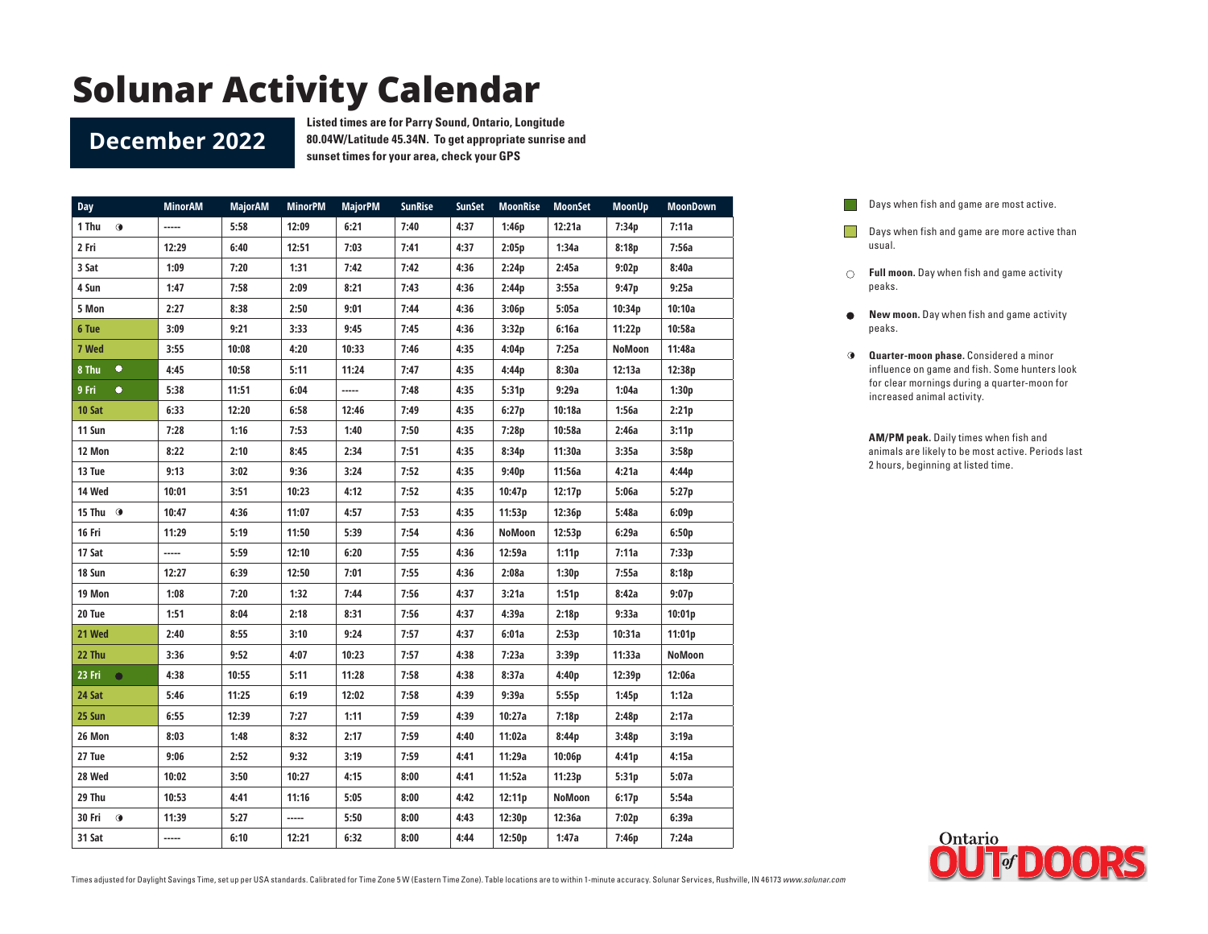# Solunar Activity Calendar

## December 2022

**Listed times are for Parry Sound, Ontario, Longitude 80.04W/Latitude 45.34N. To get appropriate sunrise and sunset times for your area, check your GPS**

| Day | MinorAM | MajorAM | MinorPM | MajorPM | SunRise | SunSet | MoonRise | MoonSet | MoonUp | MoonDown |
|---|---|---|---|---|---|---|---|---|---|---|
| 1 Thu ◑ | ----- | 5:58 | 12:09 | 6:21 | 7:40 | 4:37 | 1:46p | 12:21a | 7:34p | 7:11a |
| 2 Fri | 12:29 | 6:40 | 12:51 | 7:03 | 7:41 | 4:37 | 2:05p | 1:34a | 8:18p | 7:56a |
| 3 Sat | 1:09 | 7:20 | 1:31 | 7:42 | 7:42 | 4:36 | 2:24p | 2:45a | 9:02p | 8:40a |
| 4 Sun | 1:47 | 7:58 | 2:09 | 8:21 | 7:43 | 4:36 | 2:44p | 3:55a | 9:47p | 9:25a |
| 5 Mon | 2:27 | 8:38 | 2:50 | 9:01 | 7:44 | 4:36 | 3:06p | 5:05a | 10:34p | 10:10a |
| 6 Tue | 3:09 | 9:21 | 3:33 | 9:45 | 7:45 | 4:36 | 3:32p | 6:16a | 11:22p | 10:58a |
| 7 Wed | 3:55 | 10:08 | 4:20 | 10:33 | 7:46 | 4:35 | 4:04p | 7:25a | NoMoon | 11:48a |
| 8 Thu ○ | 4:45 | 10:58 | 5:11 | 11:24 | 7:47 | 4:35 | 4:44p | 8:30a | 12:13a | 12:38p |
| 9 Fri ○ | 5:38 | 11:51 | 6:04 | ----- | 7:48 | 4:35 | 5:31p | 9:29a | 1:04a | 1:30p |
| 10 Sat | 6:33 | 12:20 | 6:58 | 12:46 | 7:49 | 4:35 | 6:27p | 10:18a | 1:56a | 2:21p |
| 11 Sun | 7:28 | 1:16 | 7:53 | 1:40 | 7:50 | 4:35 | 7:28p | 10:58a | 2:46a | 3:11p |
| 12 Mon | 8:22 | 2:10 | 8:45 | 2:34 | 7:51 | 4:35 | 8:34p | 11:30a | 3:35a | 3:58p |
| 13 Tue | 9:13 | 3:02 | 9:36 | 3:24 | 7:52 | 4:35 | 9:40p | 11:56a | 4:21a | 4:44p |
| 14 Wed | 10:01 | 3:51 | 10:23 | 4:12 | 7:52 | 4:35 | 10:47p | 12:17p | 5:06a | 5:27p |
| 15 Thu ◑ | 10:47 | 4:36 | 11:07 | 4:57 | 7:53 | 4:35 | 11:53p | 12:36p | 5:48a | 6:09p |
| 16 Fri | 11:29 | 5:19 | 11:50 | 5:39 | 7:54 | 4:36 | NoMoon | 12:53p | 6:29a | 6:50p |
| 17 Sat | ----- | 5:59 | 12:10 | 6:20 | 7:55 | 4:36 | 12:59a | 1:11p | 7:11a | 7:33p |
| 18 Sun | 12:27 | 6:39 | 12:50 | 7:01 | 7:55 | 4:36 | 2:08a | 1:30p | 7:55a | 8:18p |
| 19 Mon | 1:08 | 7:20 | 1:32 | 7:44 | 7:56 | 4:37 | 3:21a | 1:51p | 8:42a | 9:07p |
| 20 Tue | 1:51 | 8:04 | 2:18 | 8:31 | 7:56 | 4:37 | 4:39a | 2:18p | 9:33a | 10:01p |
| 21 Wed | 2:40 | 8:55 | 3:10 | 9:24 | 7:57 | 4:37 | 6:01a | 2:53p | 10:31a | 11:01p |
| 22 Thu | 3:36 | 9:52 | 4:07 | 10:23 | 7:57 | 4:38 | 7:23a | 3:39p | 11:33a | NoMoon |
| 23 Fri ● | 4:38 | 10:55 | 5:11 | 11:28 | 7:58 | 4:38 | 8:37a | 4:40p | 12:39p | 12:06a |
| 24 Sat | 5:46 | 11:25 | 6:19 | 12:02 | 7:58 | 4:39 | 9:39a | 5:55p | 1:45p | 1:12a |
| 25 Sun | 6:55 | 12:39 | 7:27 | 1:11 | 7:59 | 4:39 | 10:27a | 7:18p | 2:48p | 2:17a |
| 26 Mon | 8:03 | 1:48 | 8:32 | 2:17 | 7:59 | 4:40 | 11:02a | 8:44p | 3:48p | 3:19a |
| 27 Tue | 9:06 | 2:52 | 9:32 | 3:19 | 7:59 | 4:41 | 11:29a | 10:06p | 4:41p | 4:15a |
| 28 Wed | 10:02 | 3:50 | 10:27 | 4:15 | 8:00 | 4:41 | 11:52a | 11:23p | 5:31p | 5:07a |
| 29 Thu | 10:53 | 4:41 | 11:16 | 5:05 | 8:00 | 4:42 | 12:11p | NoMoon | 6:17p | 5:54a |
| 30 Fri ◑ | 11:39 | 5:27 | ----- | 5:50 | 8:00 | 4:43 | 12:30p | 12:36a | 7:02p | 6:39a |
| 31 Sat | ----- | 6:10 | 12:21 | 6:32 | 8:00 | 4:44 | 12:50p | 1:47a | 7:46p | 7:24a |

Days when fish and game are most active.

Days when fish and game are more active than usual.

○ **Full moon.** Day when fish and game activity peaks.

● **New moon.** Day when fish and game activity peaks.

◑ **Quarter-moon phase.** Considered a minor influence on game and fish. Some hunters look for clear mornings during a quarter-moon for increased animal activity.

**AM/PM peak.** Daily times when fish and animals are likely to be most active. Periods last 2 hours, beginning at listed time.

Ontario OUT of DOORS

Times adjusted for Daylight Savings Time, set up per USA standards. Calibrated for Time Zone 5 W (Eastern Time Zone). Table locations are to within 1-minute accuracy. Solunar Services, Rushville, IN 46173 *www.solunar.com*